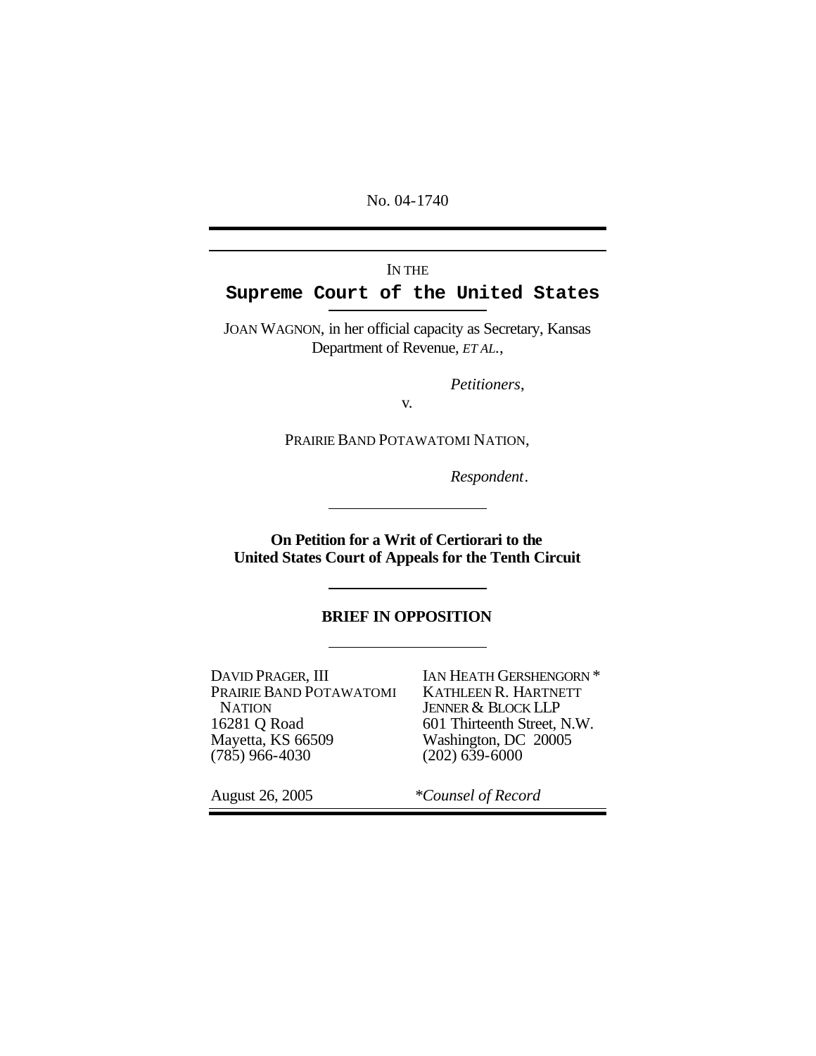No. 04-1740

IN THE

# Supreme Court of the United States

JOAN WAGNON, in her official capacity as Secretary, Kansas Department of Revenue, *ET AL.*,

*Petitioners*,

v.

PRAIRIE BAND POTAWATOMI NATION,

*Respondent*.

**On Petition for a Writ of Certiorari to the United States Court of Appeals for the Tenth Circuit**

## BRIEF IN OPPOSITION

DAVID PRAGER, III
PRAIRIE BAND POTAWATOMI NATION
16281 Q Road
Mayetta, KS 66509
(785) 966-4030

IAN HEATH GERSHENGORN *
KATHLEEN R. HARTNETT
JENNER & BLOCK LLP
601 Thirteenth Street, N.W.
Washington, DC 20005
(202) 639-6000

August 26, 2005

*\*Counsel of Record*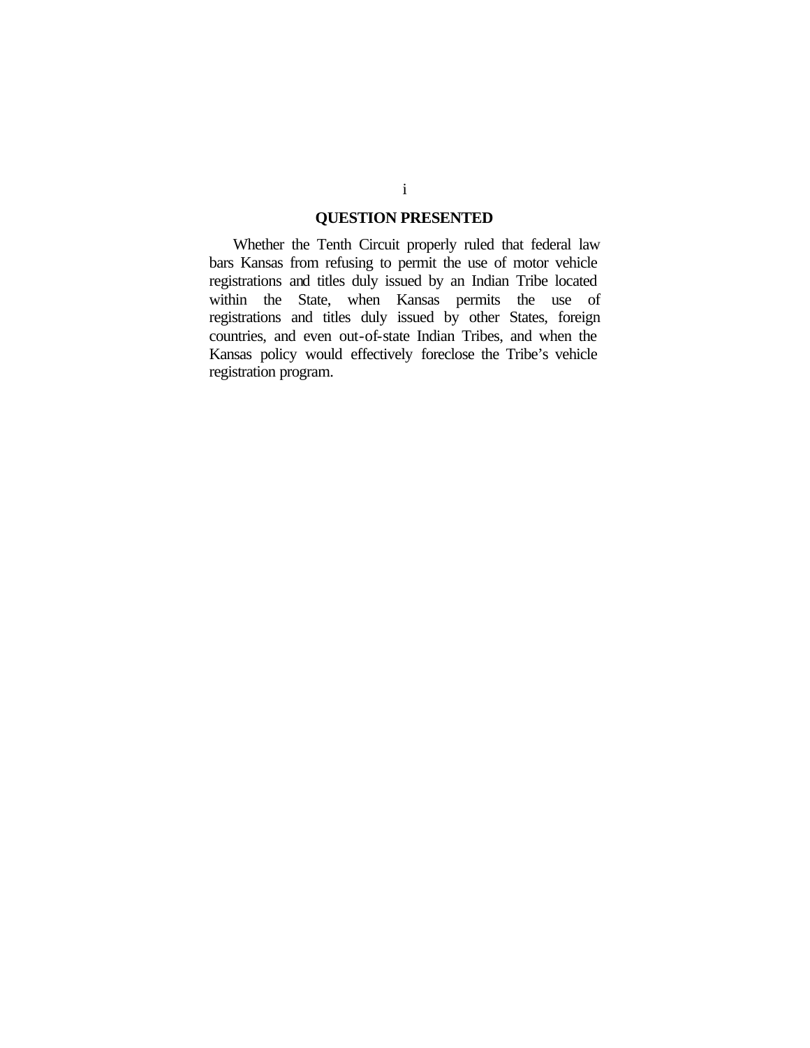## QUESTION PRESENTED

Whether the Tenth Circuit properly ruled that federal law bars Kansas from refusing to permit the use of motor vehicle registrations and titles duly issued by an Indian Tribe located within the State, when Kansas permits the use of registrations and titles duly issued by other States, foreign countries, and even out-of-state Indian Tribes, and when the Kansas policy would effectively foreclose the Tribe's vehicle registration program.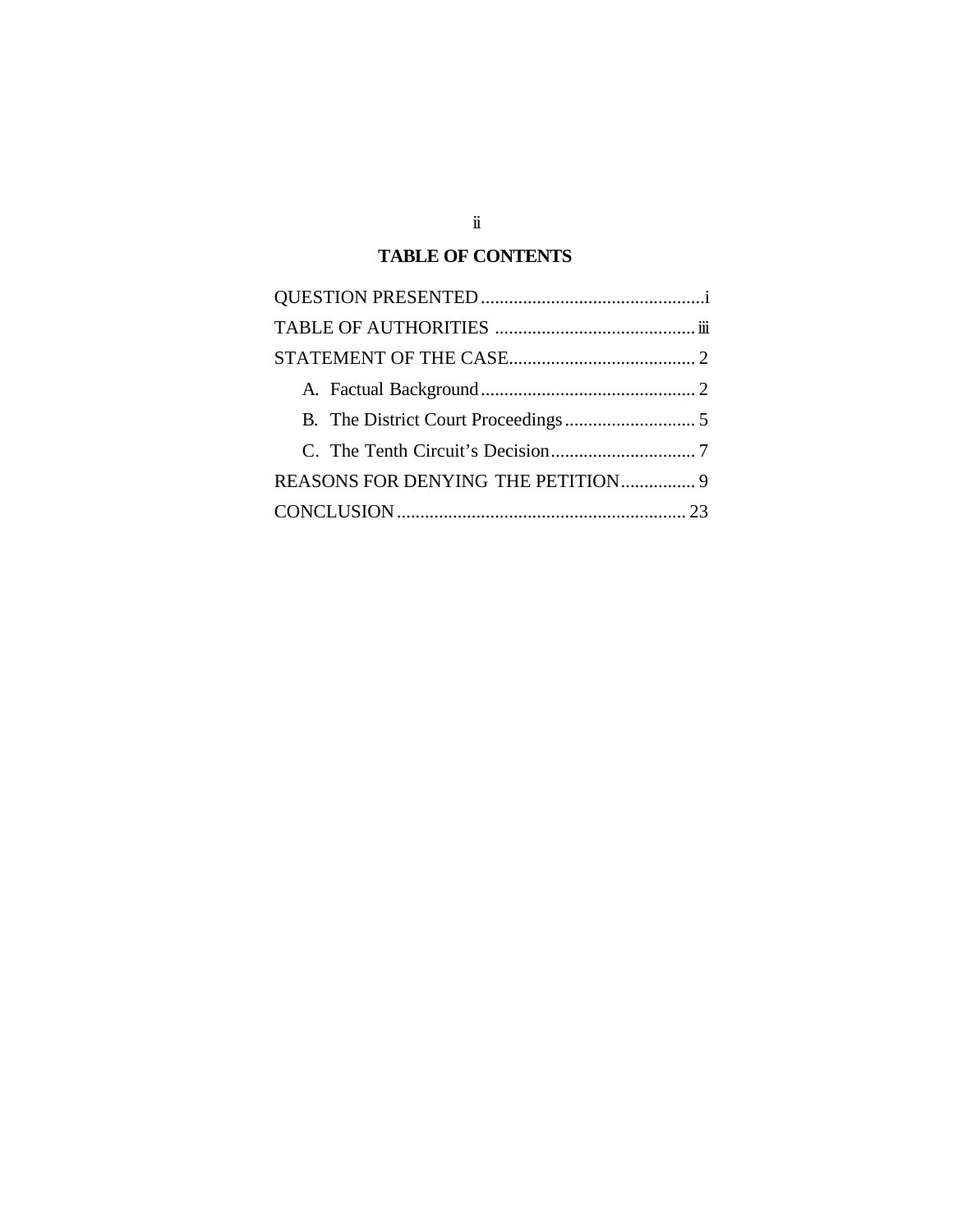# TABLE OF CONTENTS

QUESTION PRESENTED ................................................i

TABLE OF AUTHORITIES ...........................................iii

STATEMENT OF THE CASE........................................ 2

- A. Factual Background .............................................. 2
- B. The District Court Proceedings ............................ 5
- C. The Tenth Circuit's Decision ............................... 7

REASONS FOR DENYING THE PETITION................ 9

CONCLUSION .............................................................. 23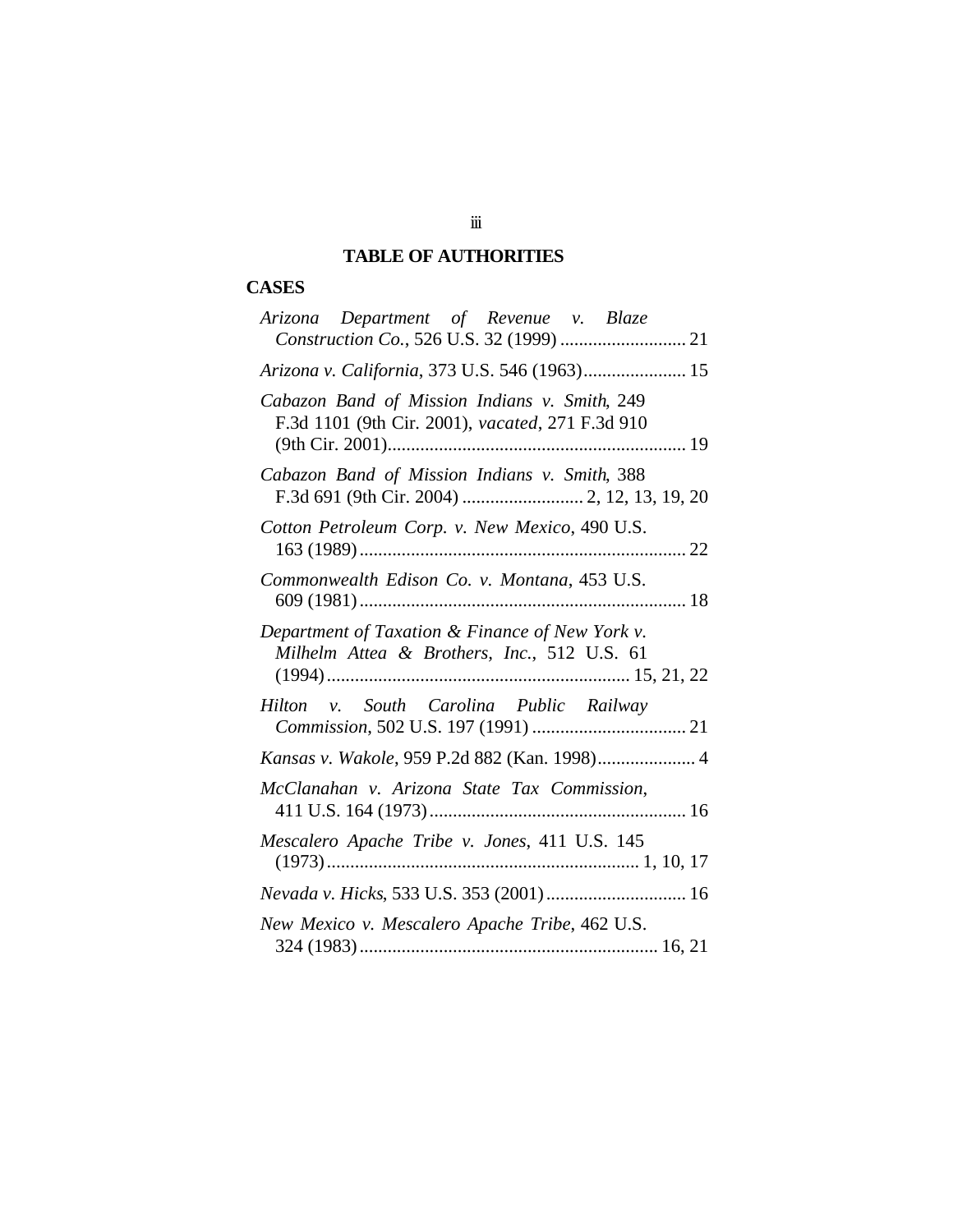## TABLE OF AUTHORITIES

### CASES

*Arizona Department of Revenue v. Blaze Construction Co.*, 526 U.S. 32 (1999) ........................... 21

*Arizona v. California*, 373 U.S. 546 (1963)...................... 15

*Cabazon Band of Mission Indians v. Smith*, 249 F.3d 1101 (9th Cir. 2001), *vacated*, 271 F.3d 910 (9th Cir. 2001)................................................................ 19

*Cabazon Band of Mission Indians v. Smith*, 388 F.3d 691 (9th Cir. 2004) .......................... 2, 12, 13, 19, 20

*Cotton Petroleum Corp. v. New Mexico*, 490 U.S. 163 (1989)..................................................................... 22

*Commonwealth Edison Co. v. Montana*, 453 U.S. 609 (1981)..................................................................... 18

*Department of Taxation & Finance of New York v. Milhelm Attea & Brothers, Inc.*, 512 U.S. 61 (1994)................................................................ 15, 21, 22

*Hilton v. South Carolina Public Railway Commission*, 502 U.S. 197 (1991) ................................. 21

*Kansas v. Wakole*, 959 P.2d 882 (Kan. 1998)..................... 4

*McClanahan v. Arizona State Tax Commission*, 411 U.S. 164 (1973)....................................................... 16

*Mescalero Apache Tribe v. Jones*, 411 U.S. 145 (1973).................................................................. 1, 10, 17

*Nevada v. Hicks*, 533 U.S. 353 (2001).............................. 16

*New Mexico v. Mescalero Apache Tribe*, 462 U.S. 324 (1983)................................................................ 16, 21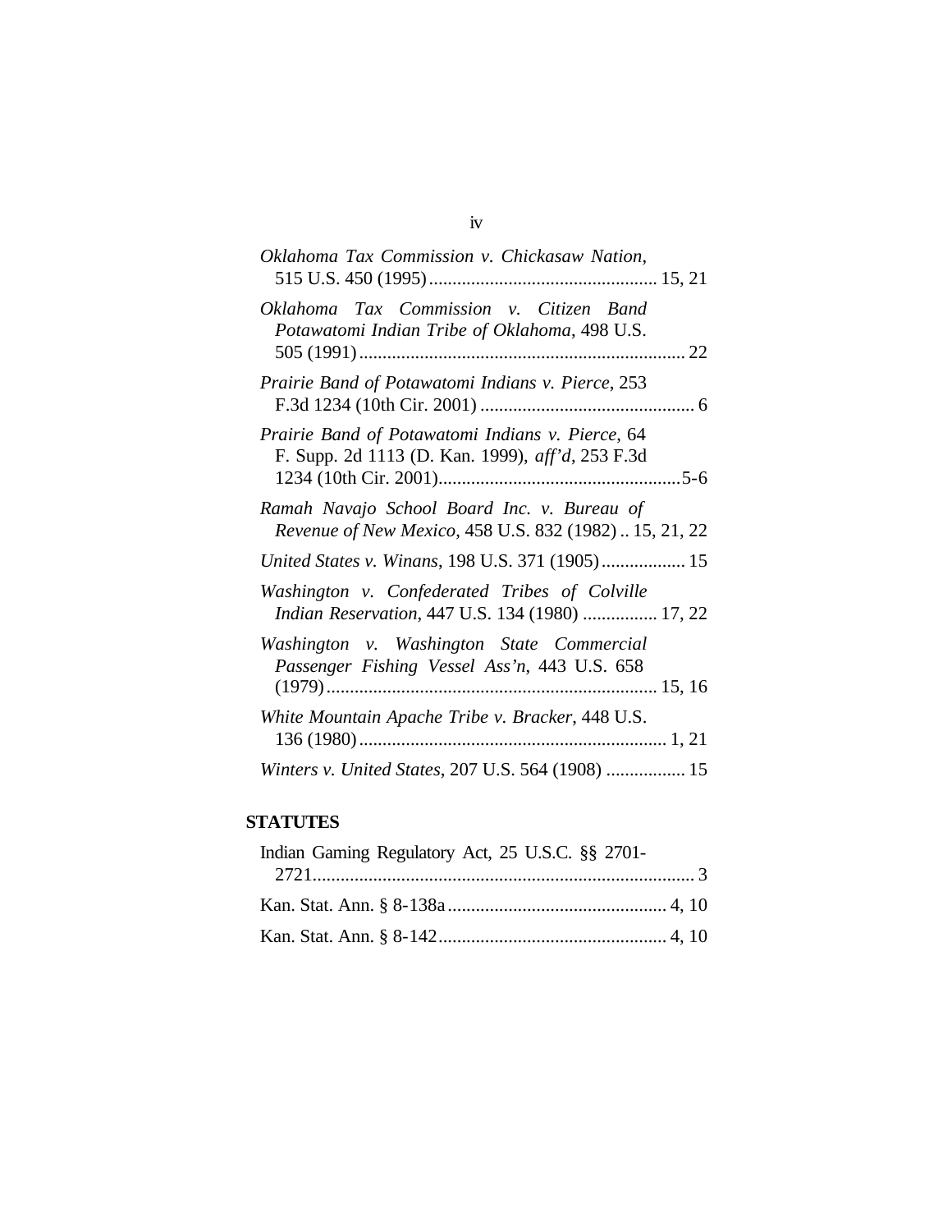*Oklahoma Tax Commission v. Chickasaw Nation*, 515 U.S. 450 (1995) ................................................ 15, 21

*Oklahoma Tax Commission v. Citizen Band Potawatomi Indian Tribe of Oklahoma*, 498 U.S. 505 (1991) ..................................................................... 22

*Prairie Band of Potawatomi Indians v. Pierce*, 253 F.3d 1234 (10th Cir. 2001) ............................................. 6

*Prairie Band of Potawatomi Indians v. Pierce*, 64 F. Supp. 2d 1113 (D. Kan. 1999), *aff'd*, 253 F.3d 1234 (10th Cir. 2001).....................................................5-6

*Ramah Navajo School Board Inc. v. Bureau of Revenue of New Mexico*, 458 U.S. 832 (1982) .. 15, 21, 22

*United States v. Winans*, 198 U.S. 371 (1905).................. 15

*Washington v. Confederated Tribes of Colville Indian Reservation*, 447 U.S. 134 (1980) ................ 17, 22

*Washington v. Washington State Commercial Passenger Fishing Vessel Ass'n*, 443 U.S. 658 (1979)...................................................................... 15, 16

*White Mountain Apache Tribe v. Bracker*, 448 U.S. 136 (1980)................................................................. 1, 21

*Winters v. United States*, 207 U.S. 564 (1908) ................. 15

**STATUTES**

Indian Gaming Regulatory Act, 25 U.S.C. §§ 2701-2721................................................................................. 3

Kan. Stat. Ann. § 8-138a.............................................. 4, 10

Kan. Stat. Ann. § 8-142................................................ 4, 10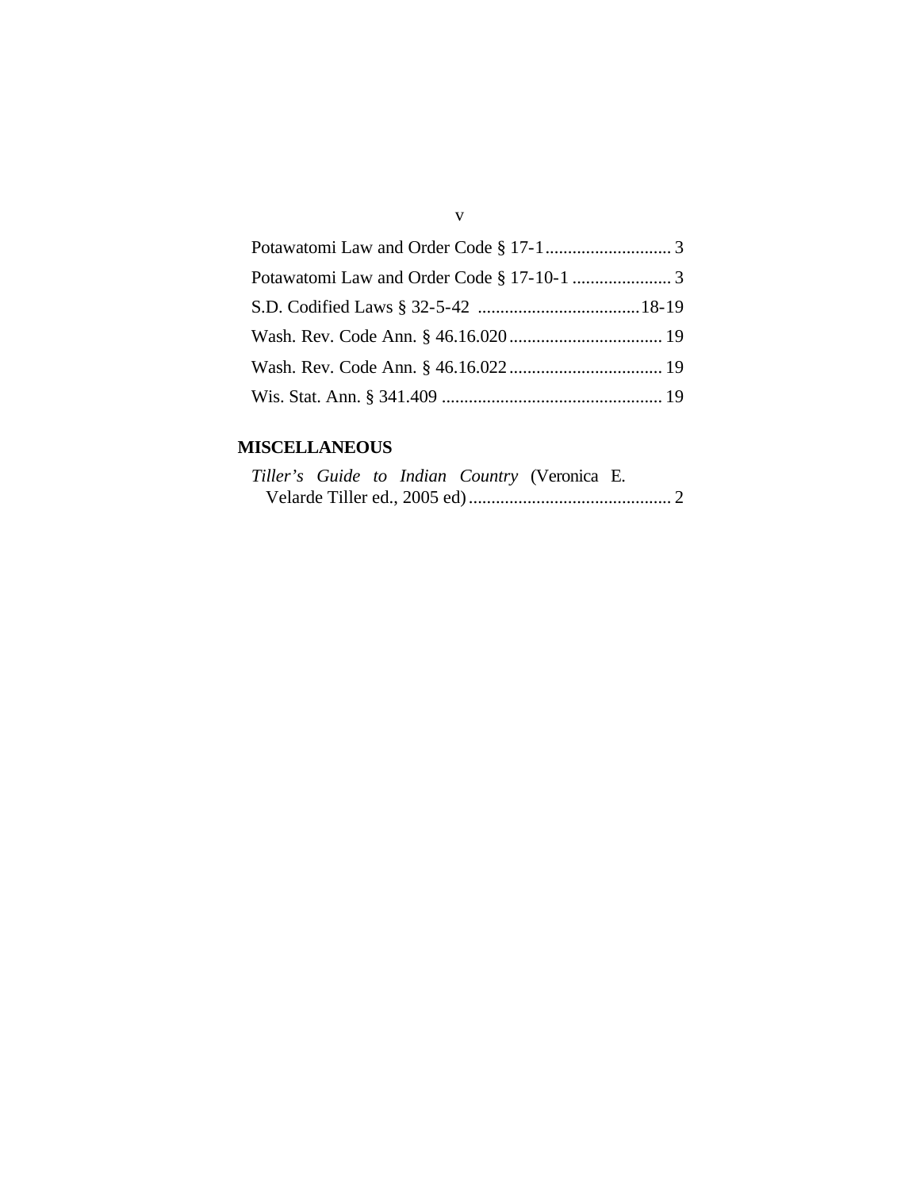Potawatomi Law and Order Code § 17-1............................ 3

Potawatomi Law and Order Code § 17-10-1 ...................... 3

S.D. Codified Laws § 32-5-42 ....................................18-19

Wash. Rev. Code Ann. § 46.16.020.................................. 19

Wash. Rev. Code Ann. § 46.16.022.................................. 19

Wis. Stat. Ann. § 341.409 ................................................ 19

**MISCELLANEOUS**

*Tiller's Guide to Indian Country* (Veronica E. Velarde Tiller ed., 2005 ed)............................................. 2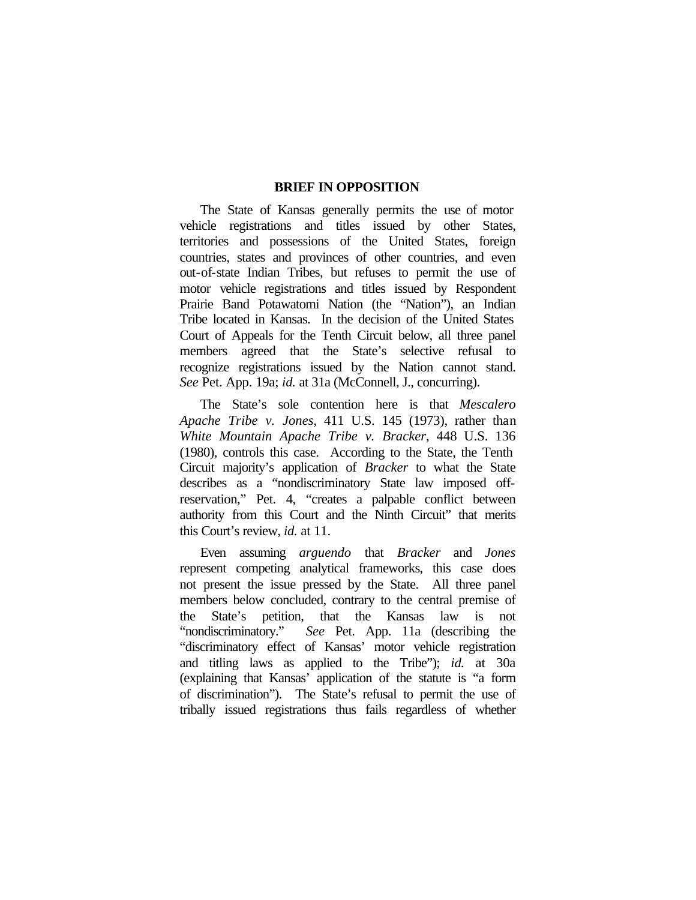## BRIEF IN OPPOSITION

The State of Kansas generally permits the use of motor vehicle registrations and titles issued by other States, territories and possessions of the United States, foreign countries, states and provinces of other countries, and even out-of-state Indian Tribes, but refuses to permit the use of motor vehicle registrations and titles issued by Respondent Prairie Band Potawatomi Nation (the "Nation"), an Indian Tribe located in Kansas. In the decision of the United States Court of Appeals for the Tenth Circuit below, all three panel members agreed that the State's selective refusal to recognize registrations issued by the Nation cannot stand. *See* Pet. App. 19a; *id.* at 31a (McConnell, J., concurring).

The State's sole contention here is that *Mescalero Apache Tribe v. Jones*, 411 U.S. 145 (1973), rather than *White Mountain Apache Tribe v. Bracker*, 448 U.S. 136 (1980), controls this case. According to the State, the Tenth Circuit majority's application of *Bracker* to what the State describes as a "nondiscriminatory State law imposed off-reservation," Pet. 4, "creates a palpable conflict between authority from this Court and the Ninth Circuit" that merits this Court's review, *id.* at 11.

Even assuming *arguendo* that *Bracker* and *Jones* represent competing analytical frameworks, this case does not present the issue pressed by the State. All three panel members below concluded, contrary to the central premise of the State's petition, that the Kansas law is not "nondiscriminatory." *See* Pet. App. 11a (describing the "discriminatory effect of Kansas' motor vehicle registration and titling laws as applied to the Tribe"); *id.* at 30a (explaining that Kansas' application of the statute is "a form of discrimination"). The State's refusal to permit the use of tribally issued registrations thus fails regardless of whether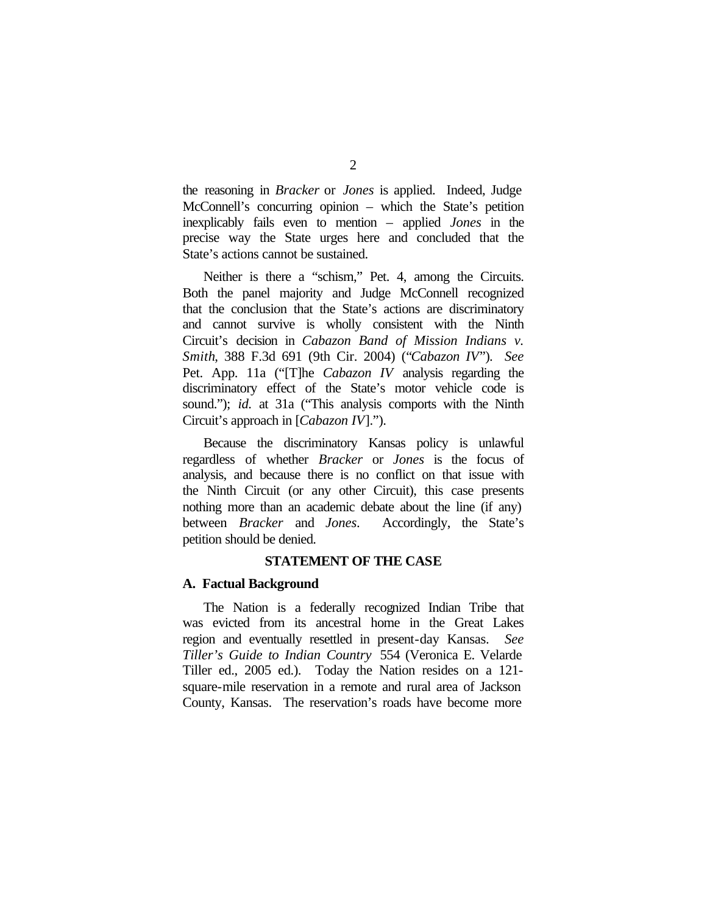the reasoning in *Bracker* or *Jones* is applied. Indeed, Judge McConnell's concurring opinion – which the State's petition inexplicably fails even to mention – applied *Jones* in the precise way the State urges here and concluded that the State's actions cannot be sustained.

Neither is there a "schism," Pet. 4, among the Circuits. Both the panel majority and Judge McConnell recognized that the conclusion that the State's actions are discriminatory and cannot survive is wholly consistent with the Ninth Circuit's decision in *Cabazon Band of Mission Indians v. Smith*, 388 F.3d 691 (9th Cir. 2004) ("*Cabazon IV*"). *See* Pet. App. 11a ("[T]he *Cabazon IV* analysis regarding the discriminatory effect of the State's motor vehicle code is sound."); *id.* at 31a ("This analysis comports with the Ninth Circuit's approach in [*Cabazon IV*].").

Because the discriminatory Kansas policy is unlawful regardless of whether *Bracker* or *Jones* is the focus of analysis, and because there is no conflict on that issue with the Ninth Circuit (or any other Circuit), this case presents nothing more than an academic debate about the line (if any) between *Bracker* and *Jones*. Accordingly, the State's petition should be denied.

## STATEMENT OF THE CASE

### A. Factual Background

The Nation is a federally recognized Indian Tribe that was evicted from its ancestral home in the Great Lakes region and eventually resettled in present-day Kansas. *See Tiller's Guide to Indian Country* 554 (Veronica E. Velarde Tiller ed., 2005 ed.). Today the Nation resides on a 121-square-mile reservation in a remote and rural area of Jackson County, Kansas. The reservation's roads have become more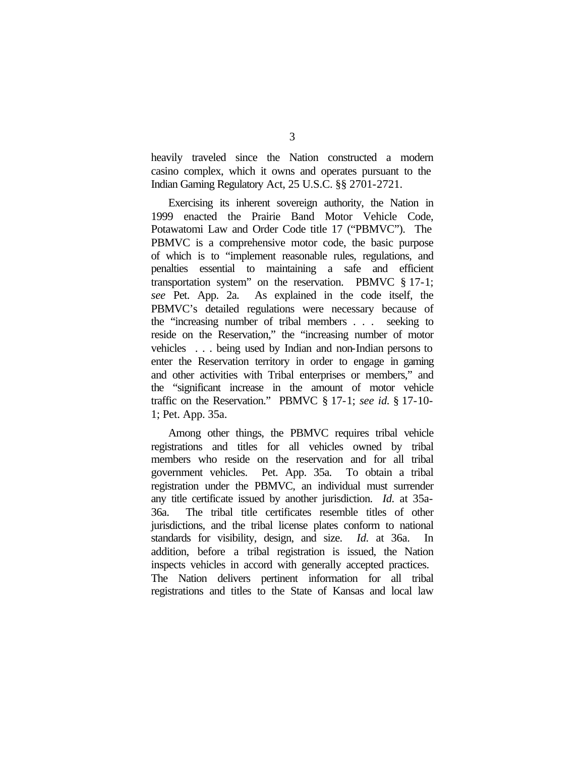heavily traveled since the Nation constructed a modern casino complex, which it owns and operates pursuant to the Indian Gaming Regulatory Act, 25 U.S.C. §§ 2701-2721.

Exercising its inherent sovereign authority, the Nation in 1999 enacted the Prairie Band Motor Vehicle Code, Potawatomi Law and Order Code title 17 ("PBMVC"). The PBMVC is a comprehensive motor code, the basic purpose of which is to "implement reasonable rules, regulations, and penalties essential to maintaining a safe and efficient transportation system" on the reservation. PBMVC § 17-1; *see* Pet. App. 2a. As explained in the code itself, the PBMVC's detailed regulations were necessary because of the "increasing number of tribal members . . . seeking to reside on the Reservation," the "increasing number of motor vehicles . . . being used by Indian and non-Indian persons to enter the Reservation territory in order to engage in gaming and other activities with Tribal enterprises or members," and the "significant increase in the amount of motor vehicle traffic on the Reservation." PBMVC § 17-1; *see id.* § 17-10-1; Pet. App. 35a.

Among other things, the PBMVC requires tribal vehicle registrations and titles for all vehicles owned by tribal members who reside on the reservation and for all tribal government vehicles. Pet. App. 35a. To obtain a tribal registration under the PBMVC, an individual must surrender any title certificate issued by another jurisdiction. *Id.* at 35a-36a. The tribal title certificates resemble titles of other jurisdictions, and the tribal license plates conform to national standards for visibility, design, and size. *Id.* at 36a. In addition, before a tribal registration is issued, the Nation inspects vehicles in accord with generally accepted practices. The Nation delivers pertinent information for all tribal registrations and titles to the State of Kansas and local law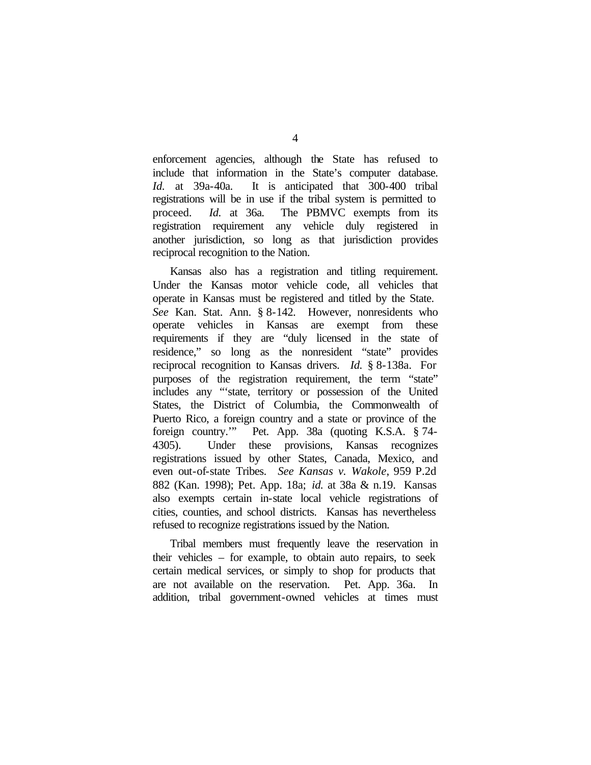enforcement agencies, although the State has refused to include that information in the State's computer database. *Id.* at 39a-40a. It is anticipated that 300-400 tribal registrations will be in use if the tribal system is permitted to proceed. *Id.* at 36a. The PBMVC exempts from its registration requirement any vehicle duly registered in another jurisdiction, so long as that jurisdiction provides reciprocal recognition to the Nation.

Kansas also has a registration and titling requirement. Under the Kansas motor vehicle code, all vehicles that operate in Kansas must be registered and titled by the State. *See* Kan. Stat. Ann. § 8-142. However, nonresidents who operate vehicles in Kansas are exempt from these requirements if they are "duly licensed in the state of residence," so long as the nonresident "state" provides reciprocal recognition to Kansas drivers. *Id.* § 8-138a. For purposes of the registration requirement, the term "state" includes any "'state, territory or possession of the United States, the District of Columbia, the Commonwealth of Puerto Rico, a foreign country and a state or province of the foreign country.'" Pet. App. 38a (quoting K.S.A. § 74-4305). Under these provisions, Kansas recognizes registrations issued by other States, Canada, Mexico, and even out-of-state Tribes. *See Kansas v. Wakole*, 959 P.2d 882 (Kan. 1998); Pet. App. 18a; *id.* at 38a & n.19. Kansas also exempts certain in-state local vehicle registrations of cities, counties, and school districts. Kansas has nevertheless refused to recognize registrations issued by the Nation.

Tribal members must frequently leave the reservation in their vehicles – for example, to obtain auto repairs, to seek certain medical services, or simply to shop for products that are not available on the reservation. Pet. App. 36a. In addition, tribal government-owned vehicles at times must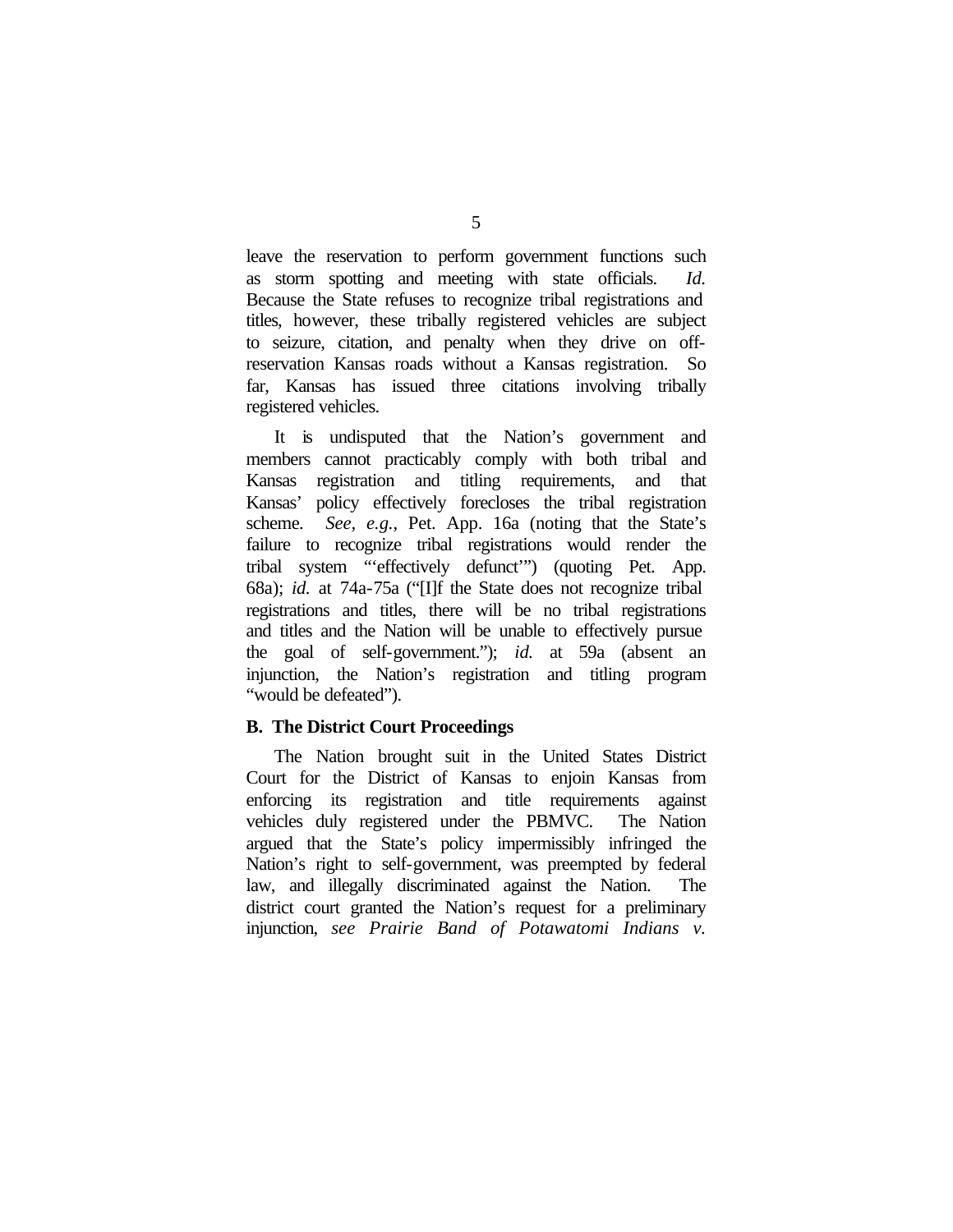leave the reservation to perform government functions such as storm spotting and meeting with state officials. *Id.* Because the State refuses to recognize tribal registrations and titles, however, these tribally registered vehicles are subject to seizure, citation, and penalty when they drive on off-reservation Kansas roads without a Kansas registration. So far, Kansas has issued three citations involving tribally registered vehicles.

It is undisputed that the Nation's government and members cannot practicably comply with both tribal and Kansas registration and titling requirements, and that Kansas' policy effectively forecloses the tribal registration scheme. *See, e.g.*, Pet. App. 16a (noting that the State's failure to recognize tribal registrations would render the tribal system "'effectively defunct'") (quoting Pet. App. 68a); *id.* at 74a-75a ("[I]f the State does not recognize tribal registrations and titles, there will be no tribal registrations and titles and the Nation will be unable to effectively pursue the goal of self-government."); *id.* at 59a (absent an injunction, the Nation's registration and titling program "would be defeated").

### B. The District Court Proceedings

The Nation brought suit in the United States District Court for the District of Kansas to enjoin Kansas from enforcing its registration and title requirements against vehicles duly registered under the PBMVC. The Nation argued that the State's policy impermissibly infringed the Nation's right to self-government, was preempted by federal law, and illegally discriminated against the Nation. The district court granted the Nation's request for a preliminary injunction, *see Prairie Band of Potawatomi Indians v.*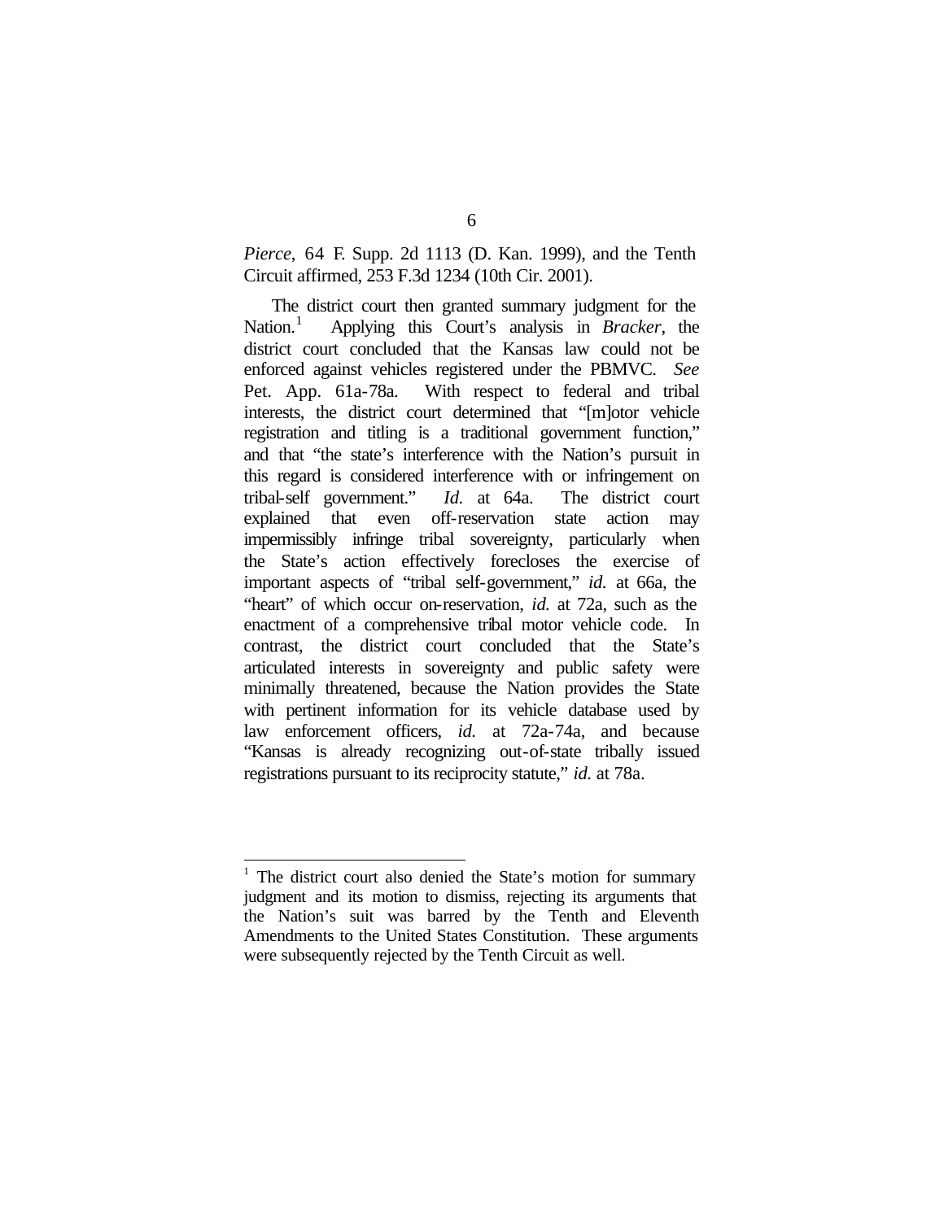*Pierce*, 64 F. Supp. 2d 1113 (D. Kan. 1999), and the Tenth Circuit affirmed, 253 F.3d 1234 (10th Cir. 2001).

The district court then granted summary judgment for the Nation.[1] Applying this Court's analysis in *Bracker*, the district court concluded that the Kansas law could not be enforced against vehicles registered under the PBMVC. *See* Pet. App. 61a-78a. With respect to federal and tribal interests, the district court determined that "[m]otor vehicle registration and titling is a traditional government function," and that "the state's interference with the Nation's pursuit in this regard is considered interference with or infringement on tribal-self government." *Id.* at 64a. The district court explained that even off-reservation state action may impermissibly infringe tribal sovereignty, particularly when the State's action effectively forecloses the exercise of important aspects of "tribal self-government," *id.* at 66a, the "heart" of which occur on-reservation, *id.* at 72a, such as the enactment of a comprehensive tribal motor vehicle code. In contrast, the district court concluded that the State's articulated interests in sovereignty and public safety were minimally threatened, because the Nation provides the State with pertinent information for its vehicle database used by law enforcement officers, *id.* at 72a-74a, and because "Kansas is already recognizing out-of-state tribally issued registrations pursuant to its reciprocity statute," *id.* at 78a.

---

[1] The district court also denied the State's motion for summary judgment and its motion to dismiss, rejecting its arguments that the Nation's suit was barred by the Tenth and Eleventh Amendments to the United States Constitution. These arguments were subsequently rejected by the Tenth Circuit as well.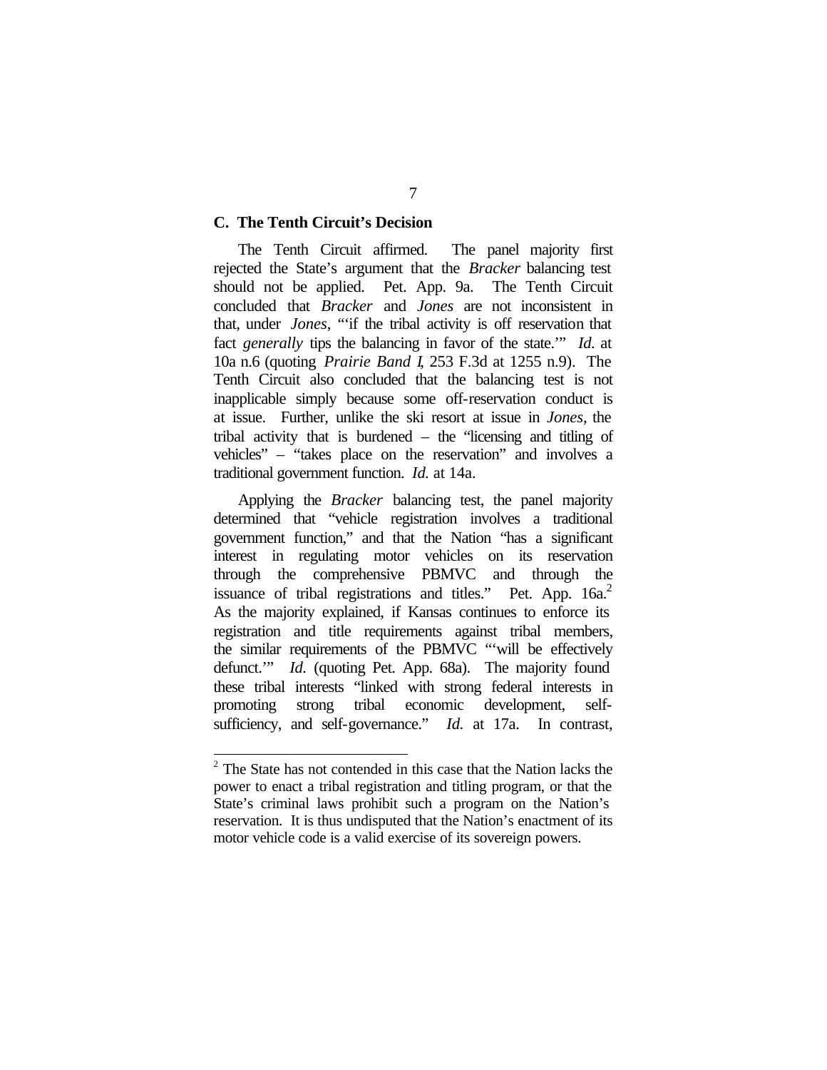### C. The Tenth Circuit's Decision

The Tenth Circuit affirmed. The panel majority first rejected the State's argument that the *Bracker* balancing test should not be applied. Pet. App. 9a. The Tenth Circuit concluded that *Bracker* and *Jones* are not inconsistent in that, under *Jones*, "'if the tribal activity is off reservation that fact *generally* tips the balancing in favor of the state.'" *Id.* at 10a n.6 (quoting *Prairie Band I*, 253 F.3d at 1255 n.9). The Tenth Circuit also concluded that the balancing test is not inapplicable simply because some off-reservation conduct is at issue. Further, unlike the ski resort at issue in *Jones*, the tribal activity that is burdened – the "licensing and titling of vehicles" – "takes place on the reservation" and involves a traditional government function. *Id.* at 14a.

Applying the *Bracker* balancing test, the panel majority determined that "vehicle registration involves a traditional government function," and that the Nation "has a significant interest in regulating motor vehicles on its reservation through the comprehensive PBMVC and through the issuance of tribal registrations and titles." Pet. App. 16a.[2] As the majority explained, if Kansas continues to enforce its registration and title requirements against tribal members, the similar requirements of the PBMVC "'will be effectively defunct.'" *Id.* (quoting Pet. App. 68a). The majority found these tribal interests "linked with strong federal interests in promoting strong tribal economic development, self-sufficiency, and self-governance." *Id.* at 17a. In contrast,

[2] The State has not contended in this case that the Nation lacks the power to enact a tribal registration and titling program, or that the State's criminal laws prohibit such a program on the Nation's reservation. It is thus undisputed that the Nation's enactment of its motor vehicle code is a valid exercise of its sovereign powers.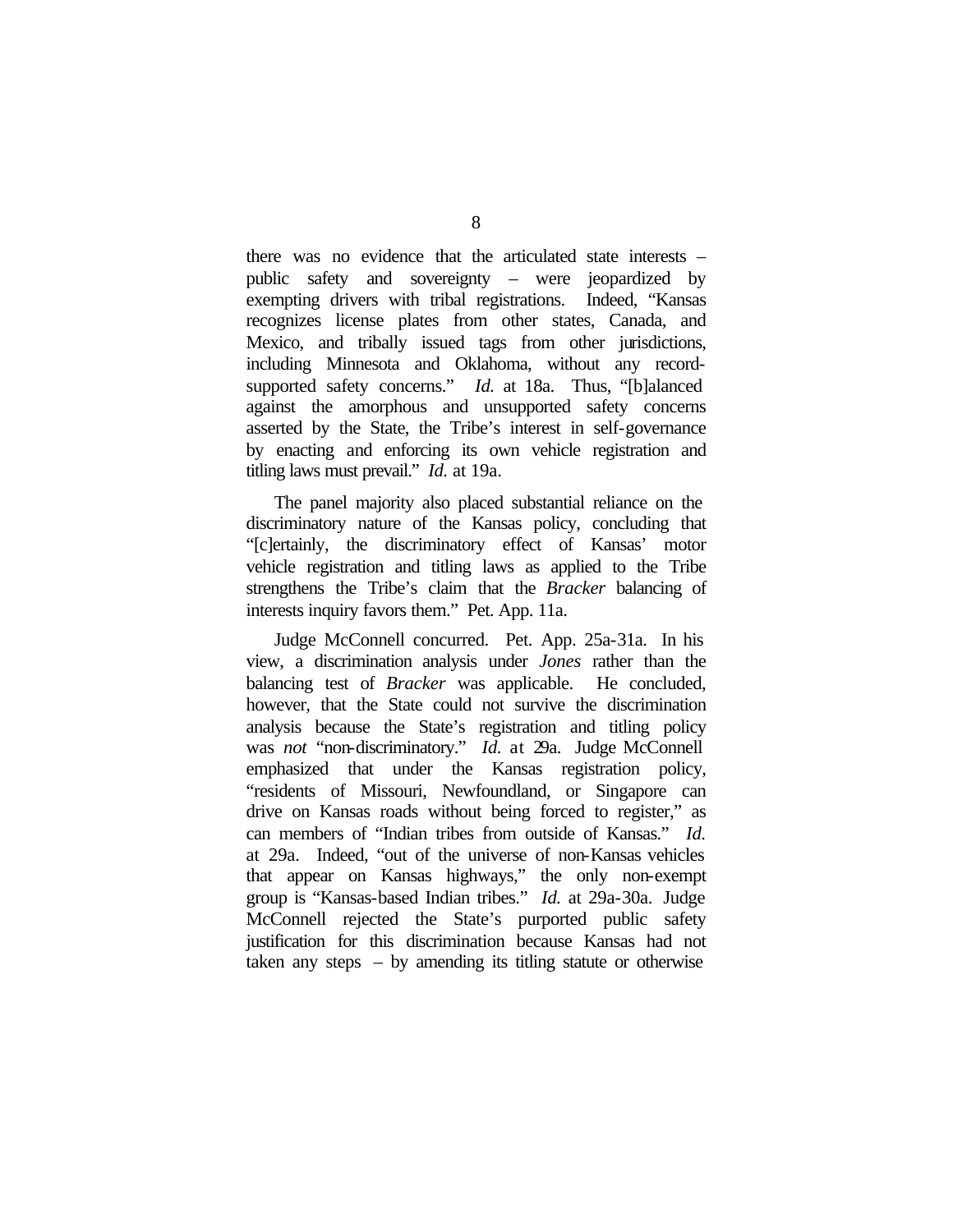there was no evidence that the articulated state interests – public safety and sovereignty – were jeopardized by exempting drivers with tribal registrations. Indeed, "Kansas recognizes license plates from other states, Canada, and Mexico, and tribally issued tags from other jurisdictions, including Minnesota and Oklahoma, without any record-supported safety concerns." *Id.* at 18a. Thus, "[b]alanced against the amorphous and unsupported safety concerns asserted by the State, the Tribe's interest in self-governance by enacting and enforcing its own vehicle registration and titling laws must prevail." *Id.* at 19a.

The panel majority also placed substantial reliance on the discriminatory nature of the Kansas policy, concluding that "[c]ertainly, the discriminatory effect of Kansas' motor vehicle registration and titling laws as applied to the Tribe strengthens the Tribe's claim that the *Bracker* balancing of interests inquiry favors them." Pet. App. 11a.

Judge McConnell concurred. Pet. App. 25a-31a. In his view, a discrimination analysis under *Jones* rather than the balancing test of *Bracker* was applicable. He concluded, however, that the State could not survive the discrimination analysis because the State's registration and titling policy was *not* "non-discriminatory." *Id.* at 29a. Judge McConnell emphasized that under the Kansas registration policy, "residents of Missouri, Newfoundland, or Singapore can drive on Kansas roads without being forced to register," as can members of "Indian tribes from outside of Kansas." *Id.* at 29a. Indeed, "out of the universe of non-Kansas vehicles that appear on Kansas highways," the only non-exempt group is "Kansas-based Indian tribes." *Id.* at 29a-30a. Judge McConnell rejected the State's purported public safety justification for this discrimination because Kansas had not taken any steps – by amending its titling statute or otherwise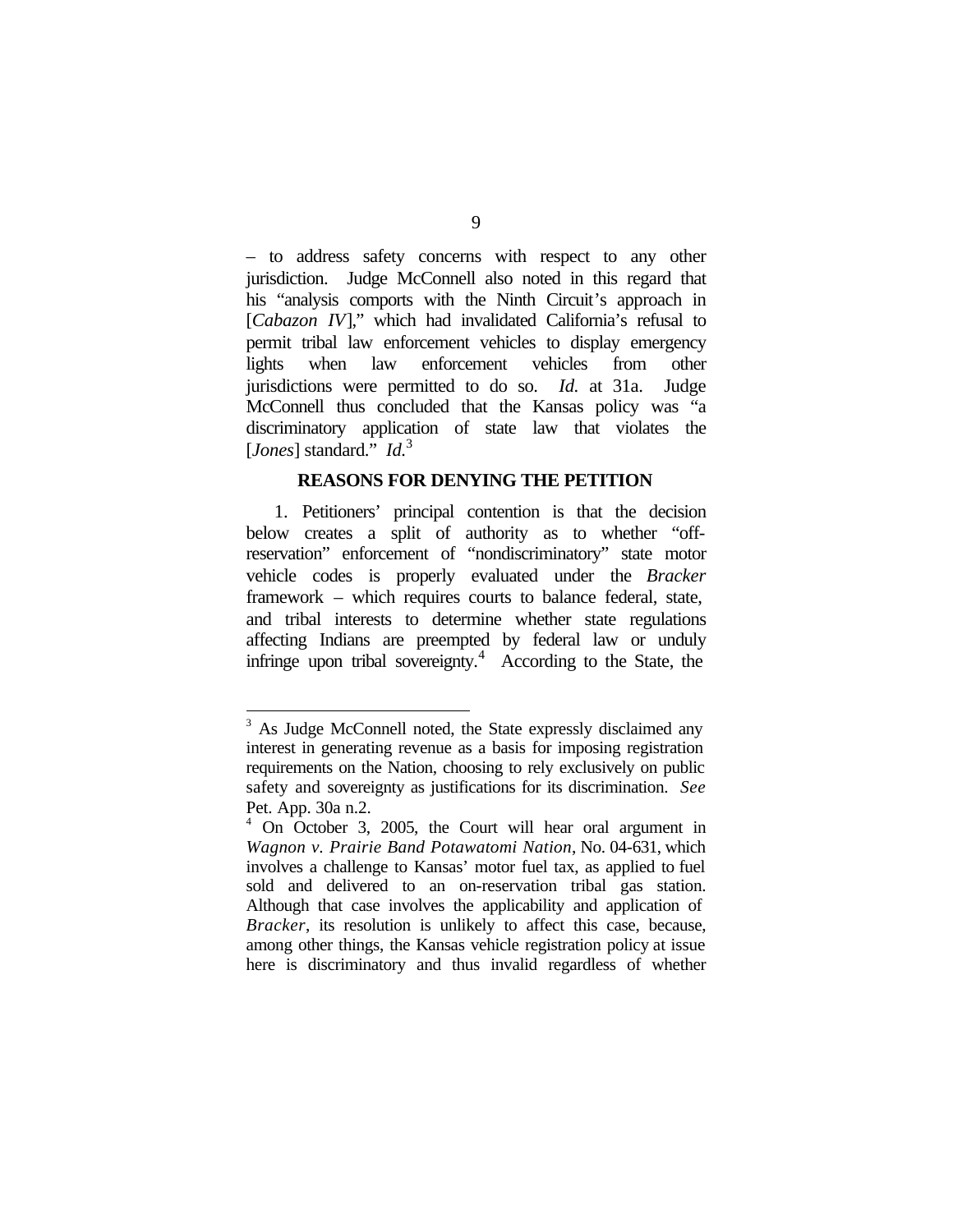– to address safety concerns with respect to any other jurisdiction. Judge McConnell also noted in this regard that his "analysis comports with the Ninth Circuit's approach in [*Cabazon IV*]," which had invalidated California's refusal to permit tribal law enforcement vehicles to display emergency lights when law enforcement vehicles from other jurisdictions were permitted to do so. *Id.* at 31a. Judge McConnell thus concluded that the Kansas policy was "a discriminatory application of state law that violates the [*Jones*] standard." *Id.*[3]

**REASONS FOR DENYING THE PETITION**

1. Petitioners' principal contention is that the decision below creates a split of authority as to whether "off-reservation" enforcement of "nondiscriminatory" state motor vehicle codes is properly evaluated under the *Bracker* framework – which requires courts to balance federal, state, and tribal interests to determine whether state regulations affecting Indians are preempted by federal law or unduly infringe upon tribal sovereignty.[4] According to the State, the

---

[3] As Judge McConnell noted, the State expressly disclaimed any interest in generating revenue as a basis for imposing registration requirements on the Nation, choosing to rely exclusively on public safety and sovereignty as justifications for its discrimination. *See* Pet. App. 30a n.2.

[4] On October 3, 2005, the Court will hear oral argument in *Wagnon v. Prairie Band Potawatomi Nation*, No. 04-631, which involves a challenge to Kansas' motor fuel tax, as applied to fuel sold and delivered to an on-reservation tribal gas station. Although that case involves the applicability and application of *Bracker*, its resolution is unlikely to affect this case, because, among other things, the Kansas vehicle registration policy at issue here is discriminatory and thus invalid regardless of whether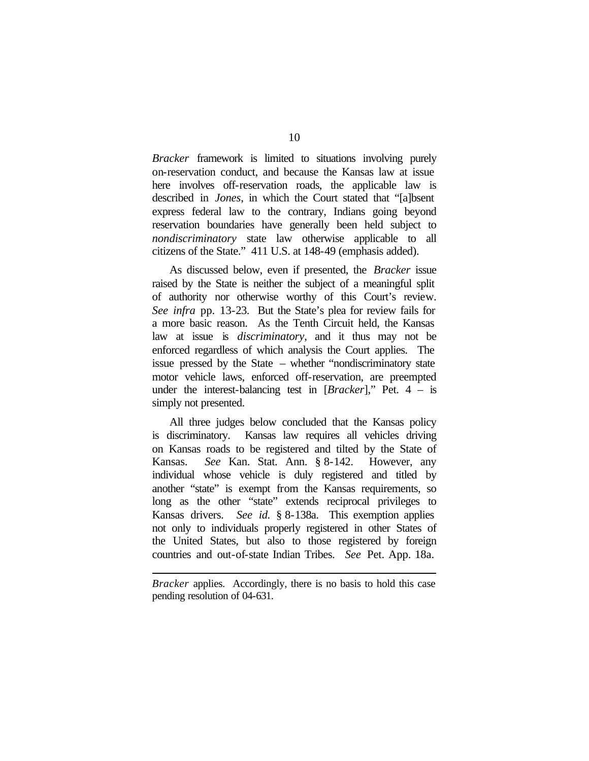*Bracker* framework is limited to situations involving purely on-reservation conduct, and because the Kansas law at issue here involves off-reservation roads, the applicable law is described in *Jones*, in which the Court stated that "[a]bsent express federal law to the contrary, Indians going beyond reservation boundaries have generally been held subject to *nondiscriminatory* state law otherwise applicable to all citizens of the State." 411 U.S. at 148-49 (emphasis added).

As discussed below, even if presented, the *Bracker* issue raised by the State is neither the subject of a meaningful split of authority nor otherwise worthy of this Court's review. *See infra* pp. 13-23. But the State's plea for review fails for a more basic reason. As the Tenth Circuit held, the Kansas law at issue is *discriminatory*, and it thus may not be enforced regardless of which analysis the Court applies. The issue pressed by the State – whether "nondiscriminatory state motor vehicle laws, enforced off-reservation, are preempted under the interest-balancing test in [*Bracker*]," Pet. 4 – is simply not presented.

All three judges below concluded that the Kansas policy is discriminatory. Kansas law requires all vehicles driving on Kansas roads to be registered and tilted by the State of Kansas. *See* Kan. Stat. Ann. § 8-142. However, any individual whose vehicle is duly registered and titled by another "state" is exempt from the Kansas requirements, so long as the other "state" extends reciprocal privileges to Kansas drivers. *See id.* § 8-138a. This exemption applies not only to individuals properly registered in other States of the United States, but also to those registered by foreign countries and out-of-state Indian Tribes. *See* Pet. App. 18a.

---

*Bracker* applies. Accordingly, there is no basis to hold this case pending resolution of 04-631.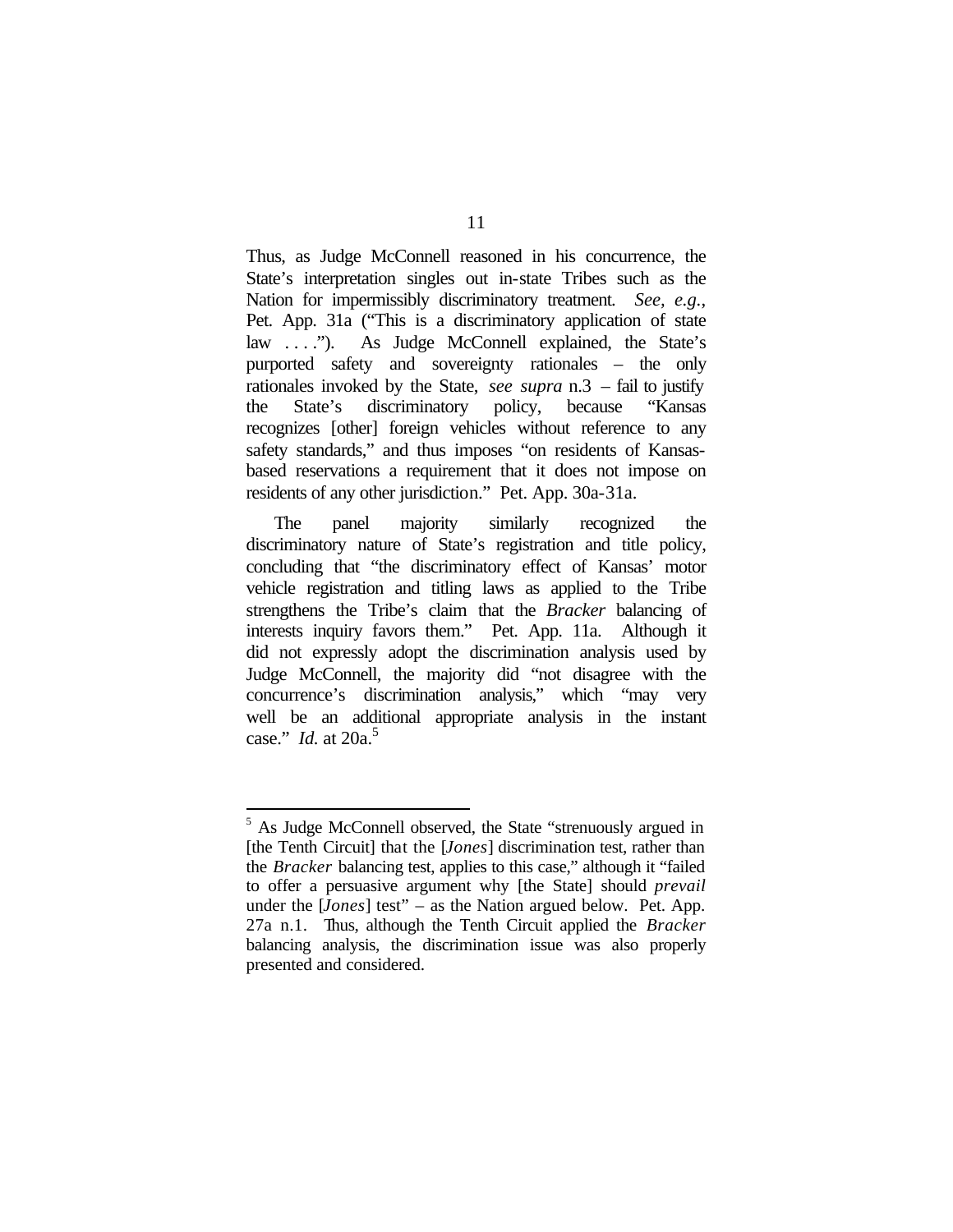Thus, as Judge McConnell reasoned in his concurrence, the State's interpretation singles out in-state Tribes such as the Nation for impermissibly discriminatory treatment. *See, e.g.*, Pet. App. 31a ("This is a discriminatory application of state law . . . ."). As Judge McConnell explained, the State's purported safety and sovereignty rationales – the only rationales invoked by the State, *see supra* n.3 – fail to justify the State's discriminatory policy, because "Kansas recognizes [other] foreign vehicles without reference to any safety standards," and thus imposes "on residents of Kansas-based reservations a requirement that it does not impose on residents of any other jurisdiction." Pet. App. 30a-31a.

The panel majority similarly recognized the discriminatory nature of State's registration and title policy, concluding that "the discriminatory effect of Kansas' motor vehicle registration and titling laws as applied to the Tribe strengthens the Tribe's claim that the *Bracker* balancing of interests inquiry favors them." Pet. App. 11a. Although it did not expressly adopt the discrimination analysis used by Judge McConnell, the majority did "not disagree with the concurrence's discrimination analysis," which "may very well be an additional appropriate analysis in the instant case." *Id.* at 20a.[5]

[5] As Judge McConnell observed, the State "strenuously argued in [the Tenth Circuit] that the [*Jones*] discrimination test, rather than the *Bracker* balancing test, applies to this case," although it "failed to offer a persuasive argument why [the State] should *prevail* under the [*Jones*] test" – as the Nation argued below. Pet. App. 27a n.1. Thus, although the Tenth Circuit applied the *Bracker* balancing analysis, the discrimination issue was also properly presented and considered.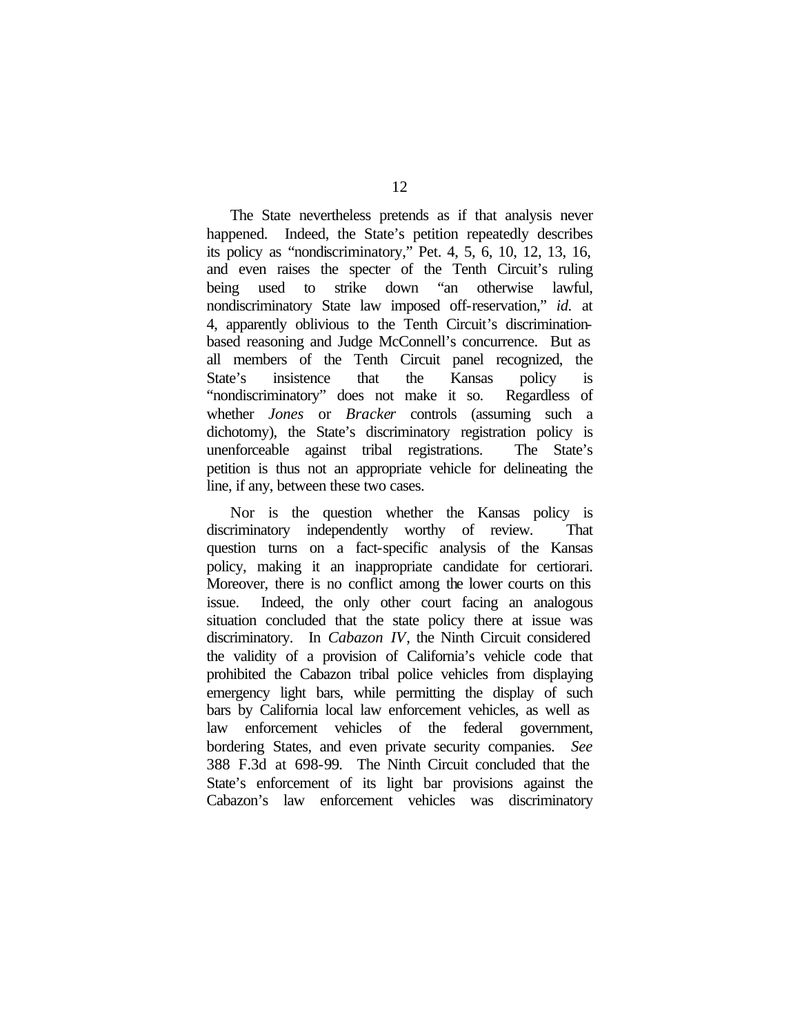The State nevertheless pretends as if that analysis never happened. Indeed, the State's petition repeatedly describes its policy as "nondiscriminatory," Pet. 4, 5, 6, 10, 12, 13, 16, and even raises the specter of the Tenth Circuit's ruling being used to strike down "an otherwise lawful, nondiscriminatory State law imposed off-reservation," *id.* at 4, apparently oblivious to the Tenth Circuit's discrimination-based reasoning and Judge McConnell's concurrence. But as all members of the Tenth Circuit panel recognized, the State's insistence that the Kansas policy is "nondiscriminatory" does not make it so. Regardless of whether *Jones* or *Bracker* controls (assuming such a dichotomy), the State's discriminatory registration policy is unenforceable against tribal registrations. The State's petition is thus not an appropriate vehicle for delineating the line, if any, between these two cases.

Nor is the question whether the Kansas policy is discriminatory independently worthy of review. That question turns on a fact-specific analysis of the Kansas policy, making it an inappropriate candidate for certiorari. Moreover, there is no conflict among the lower courts on this issue. Indeed, the only other court facing an analogous situation concluded that the state policy there at issue was discriminatory. In *Cabazon IV*, the Ninth Circuit considered the validity of a provision of California's vehicle code that prohibited the Cabazon tribal police vehicles from displaying emergency light bars, while permitting the display of such bars by California local law enforcement vehicles, as well as law enforcement vehicles of the federal government, bordering States, and even private security companies. *See* 388 F.3d at 698-99. The Ninth Circuit concluded that the State's enforcement of its light bar provisions against the Cabazon's law enforcement vehicles was discriminatory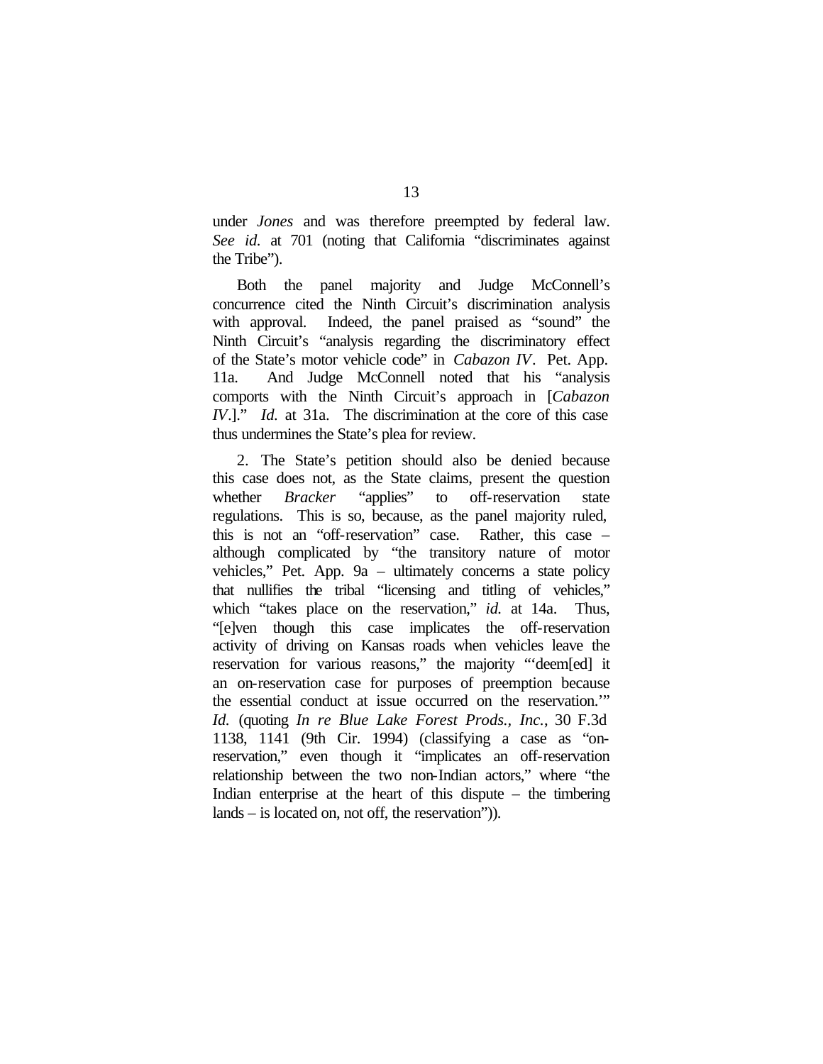under *Jones* and was therefore preempted by federal law. *See id.* at 701 (noting that California "discriminates against the Tribe").

Both the panel majority and Judge McConnell's concurrence cited the Ninth Circuit's discrimination analysis with approval. Indeed, the panel praised as "sound" the Ninth Circuit's "analysis regarding the discriminatory effect of the State's motor vehicle code" in *Cabazon IV*. Pet. App. 11a. And Judge McConnell noted that his "analysis comports with the Ninth Circuit's approach in [*Cabazon IV*.]." *Id.* at 31a. The discrimination at the core of this case thus undermines the State's plea for review.

2. The State's petition should also be denied because this case does not, as the State claims, present the question whether *Bracker* "applies" to off-reservation state regulations. This is so, because, as the panel majority ruled, this is not an "off-reservation" case. Rather, this case – although complicated by "the transitory nature of motor vehicles," Pet. App. 9a – ultimately concerns a state policy that nullifies the tribal "licensing and titling of vehicles," which "takes place on the reservation," *id.* at 14a. Thus, "[e]ven though this case implicates the off-reservation activity of driving on Kansas roads when vehicles leave the reservation for various reasons," the majority "'deem[ed] it an on-reservation case for purposes of preemption because the essential conduct at issue occurred on the reservation.'" *Id.* (quoting *In re Blue Lake Forest Prods., Inc.*, 30 F.3d 1138, 1141 (9th Cir. 1994) (classifying a case as "on-reservation," even though it "implicates an off-reservation relationship between the two non-Indian actors," where "the Indian enterprise at the heart of this dispute – the timbering lands – is located on, not off, the reservation")).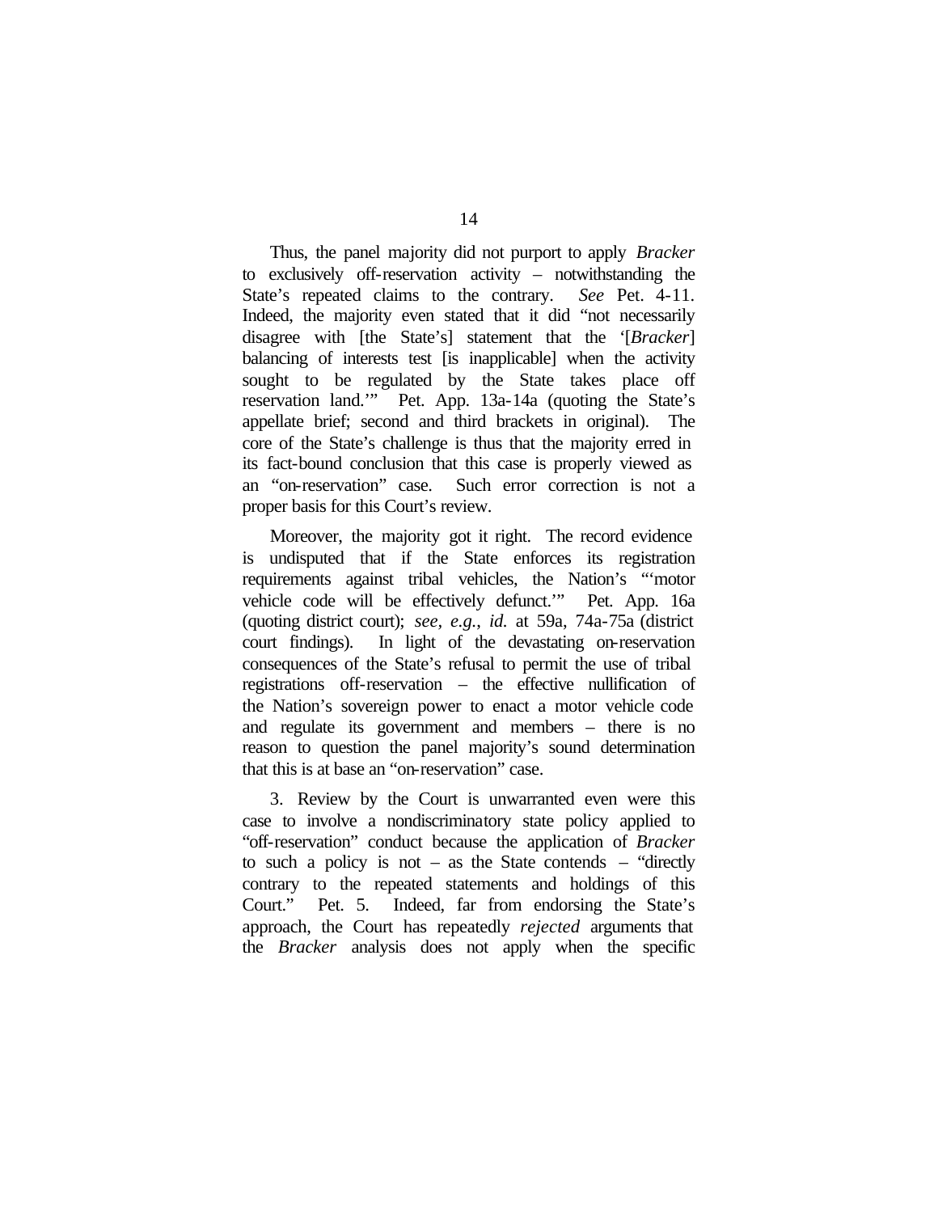Thus, the panel majority did not purport to apply *Bracker* to exclusively off-reservation activity – notwithstanding the State's repeated claims to the contrary. *See* Pet. 4-11. Indeed, the majority even stated that it did "not necessarily disagree with [the State's] statement that the '[*Bracker*] balancing of interests test [is inapplicable] when the activity sought to be regulated by the State takes place off reservation land.'" Pet. App. 13a-14a (quoting the State's appellate brief; second and third brackets in original). The core of the State's challenge is thus that the majority erred in its fact-bound conclusion that this case is properly viewed as an "on-reservation" case. Such error correction is not a proper basis for this Court's review.

Moreover, the majority got it right. The record evidence is undisputed that if the State enforces its registration requirements against tribal vehicles, the Nation's "'motor vehicle code will be effectively defunct.'" Pet. App. 16a (quoting district court); *see, e.g.*, *id.* at 59a, 74a-75a (district court findings). In light of the devastating on-reservation consequences of the State's refusal to permit the use of tribal registrations off-reservation – the effective nullification of the Nation's sovereign power to enact a motor vehicle code and regulate its government and members – there is no reason to question the panel majority's sound determination that this is at base an "on-reservation" case.

3. Review by the Court is unwarranted even were this case to involve a nondiscriminatory state policy applied to "off-reservation" conduct because the application of *Bracker* to such a policy is not – as the State contends – "directly contrary to the repeated statements and holdings of this Court." Pet. 5. Indeed, far from endorsing the State's approach, the Court has repeatedly *rejected* arguments that the *Bracker* analysis does not apply when the specific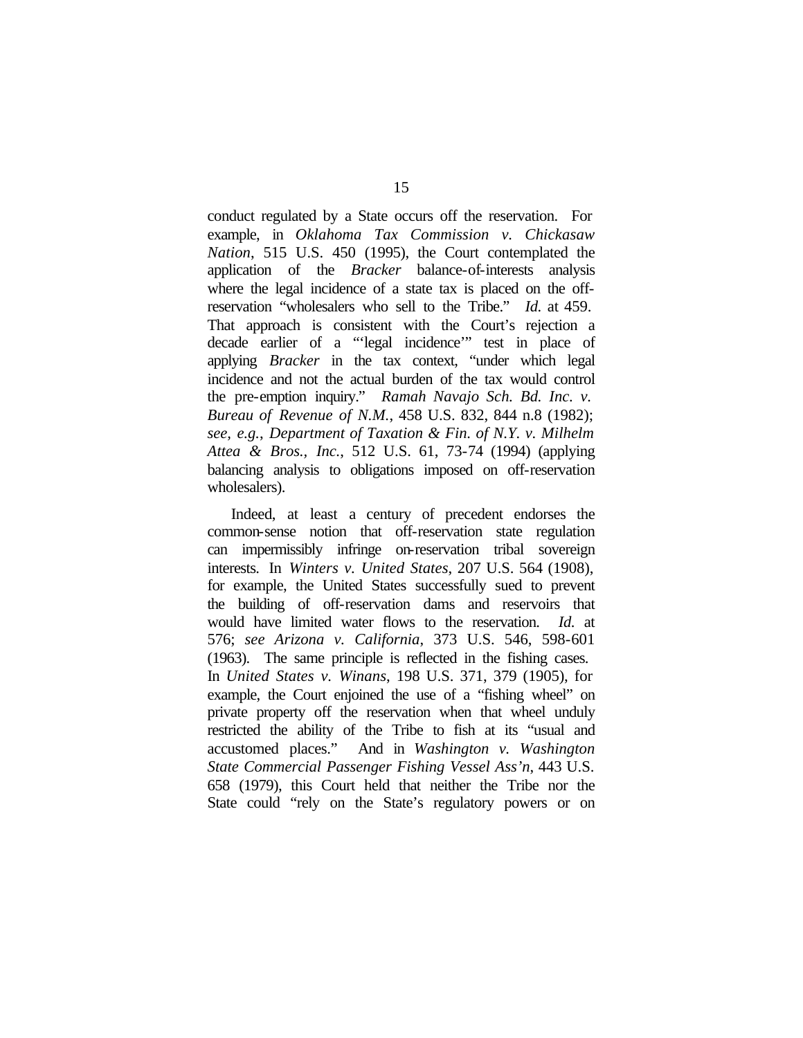conduct regulated by a State occurs off the reservation. For example, in *Oklahoma Tax Commission v. Chickasaw Nation*, 515 U.S. 450 (1995), the Court contemplated the application of the *Bracker* balance-of-interests analysis where the legal incidence of a state tax is placed on the off-reservation "wholesalers who sell to the Tribe." *Id.* at 459. That approach is consistent with the Court's rejection a decade earlier of a "'legal incidence'" test in place of applying *Bracker* in the tax context, "under which legal incidence and not the actual burden of the tax would control the pre-emption inquiry." *Ramah Navajo Sch. Bd. Inc. v. Bureau of Revenue of N.M.*, 458 U.S. 832, 844 n.8 (1982); *see, e.g.*, *Department of Taxation & Fin. of N.Y. v. Milhelm Attea & Bros., Inc.*, 512 U.S. 61, 73-74 (1994) (applying balancing analysis to obligations imposed on off-reservation wholesalers).

Indeed, at least a century of precedent endorses the common-sense notion that off-reservation state regulation can impermissibly infringe on-reservation tribal sovereign interests. In *Winters v. United States*, 207 U.S. 564 (1908), for example, the United States successfully sued to prevent the building of off-reservation dams and reservoirs that would have limited water flows to the reservation. *Id.* at 576; *see Arizona v. California*, 373 U.S. 546, 598-601 (1963). The same principle is reflected in the fishing cases. In *United States v. Winans*, 198 U.S. 371, 379 (1905), for example, the Court enjoined the use of a "fishing wheel" on private property off the reservation when that wheel unduly restricted the ability of the Tribe to fish at its "usual and accustomed places." And in *Washington v. Washington State Commercial Passenger Fishing Vessel Ass'n*, 443 U.S. 658 (1979), this Court held that neither the Tribe nor the State could "rely on the State's regulatory powers or on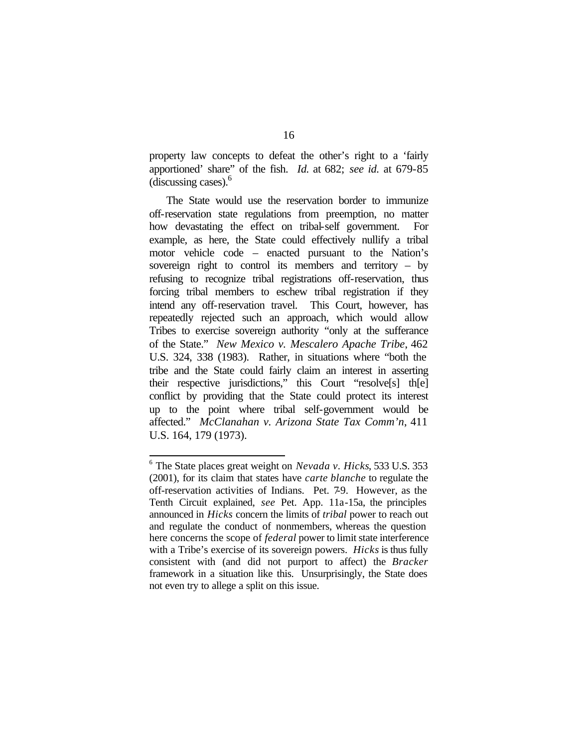property law concepts to defeat the other's right to a 'fairly apportioned' share" of the fish. *Id.* at 682; *see id.* at 679-85 (discussing cases).[6]

The State would use the reservation border to immunize off-reservation state regulations from preemption, no matter how devastating the effect on tribal-self government. For example, as here, the State could effectively nullify a tribal motor vehicle code – enacted pursuant to the Nation's sovereign right to control its members and territory – by refusing to recognize tribal registrations off-reservation, thus forcing tribal members to eschew tribal registration if they intend any off-reservation travel. This Court, however, has repeatedly rejected such an approach, which would allow Tribes to exercise sovereign authority "only at the sufferance of the State." *New Mexico v. Mescalero Apache Tribe*, 462 U.S. 324, 338 (1983). Rather, in situations where "both the tribe and the State could fairly claim an interest in asserting their respective jurisdictions," this Court "resolve[s] th[e] conflict by providing that the State could protect its interest up to the point where tribal self-government would be affected." *McClanahan v. Arizona State Tax Comm'n*, 411 U.S. 164, 179 (1973).

---

[6] The State places great weight on *Nevada v. Hicks*, 533 U.S. 353 (2001), for its claim that states have *carte blanche* to regulate the off-reservation activities of Indians. Pet. 7-9. However, as the Tenth Circuit explained, *see* Pet. App. 11a-15a, the principles announced in *Hicks* concern the limits of *tribal* power to reach out and regulate the conduct of nonmembers, whereas the question here concerns the scope of *federal* power to limit state interference with a Tribe's exercise of its sovereign powers. *Hicks* is thus fully consistent with (and did not purport to affect) the *Bracker* framework in a situation like this. Unsurprisingly, the State does not even try to allege a split on this issue.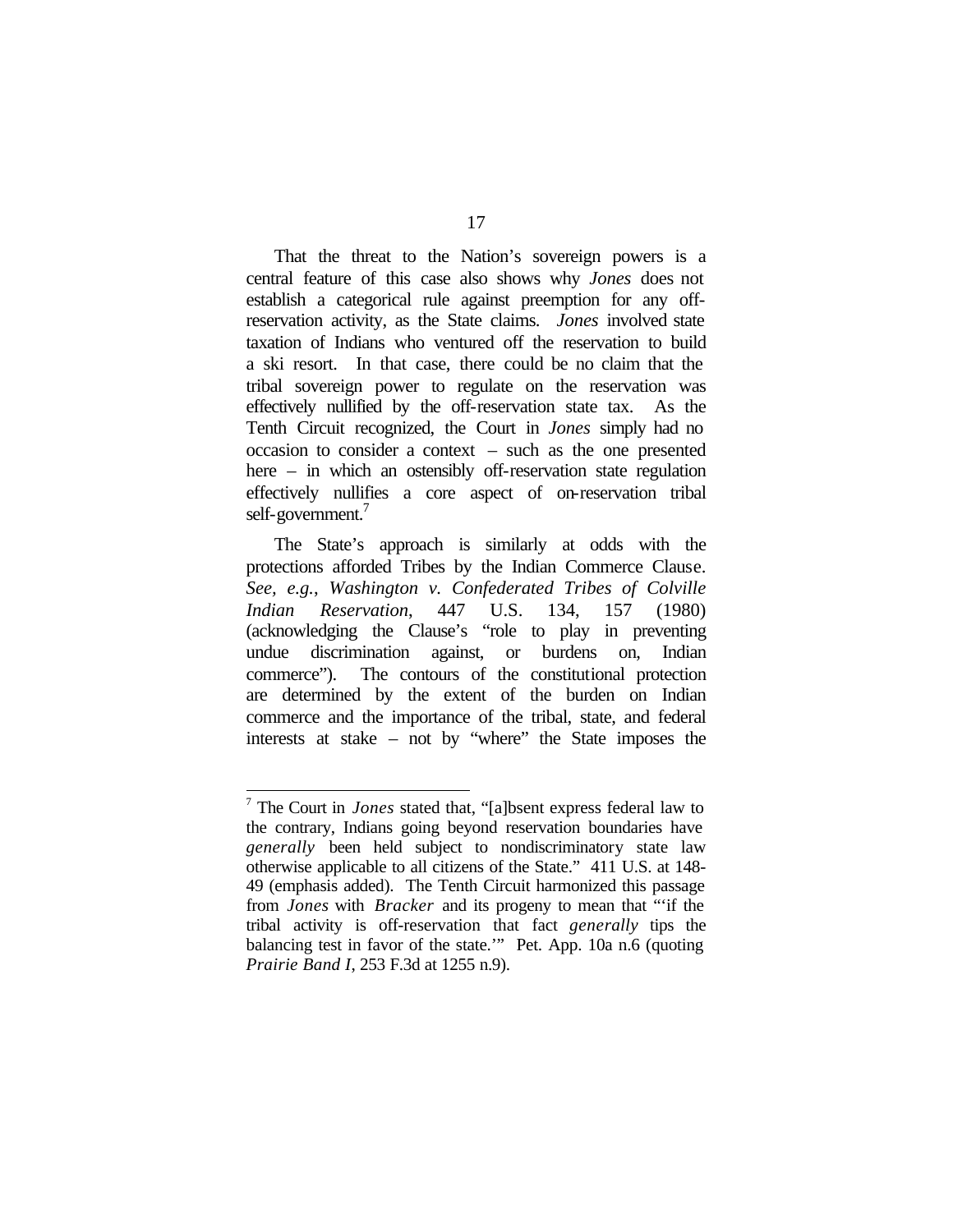That the threat to the Nation's sovereign powers is a central feature of this case also shows why *Jones* does not establish a categorical rule against preemption for any off-reservation activity, as the State claims. *Jones* involved state taxation of Indians who ventured off the reservation to build a ski resort. In that case, there could be no claim that the tribal sovereign power to regulate on the reservation was effectively nullified by the off-reservation state tax. As the Tenth Circuit recognized, the Court in *Jones* simply had no occasion to consider a context – such as the one presented here – in which an ostensibly off-reservation state regulation effectively nullifies a core aspect of on-reservation tribal self-government.[7]

The State's approach is similarly at odds with the protections afforded Tribes by the Indian Commerce Clause. *See, e.g.*, *Washington v. Confederated Tribes of Colville Indian Reservation*, 447 U.S. 134, 157 (1980) (acknowledging the Clause's "role to play in preventing undue discrimination against, or burdens on, Indian commerce"). The contours of the constitutional protection are determined by the extent of the burden on Indian commerce and the importance of the tribal, state, and federal interests at stake – not by "where" the State imposes the

---

[7] The Court in *Jones* stated that, "[a]bsent express federal law to the contrary, Indians going beyond reservation boundaries have *generally* been held subject to nondiscriminatory state law otherwise applicable to all citizens of the State." 411 U.S. at 148-49 (emphasis added). The Tenth Circuit harmonized this passage from *Jones* with *Bracker* and its progeny to mean that "'if the tribal activity is off-reservation that fact *generally* tips the balancing test in favor of the state.'" Pet. App. 10a n.6 (quoting *Prairie Band I*, 253 F.3d at 1255 n.9).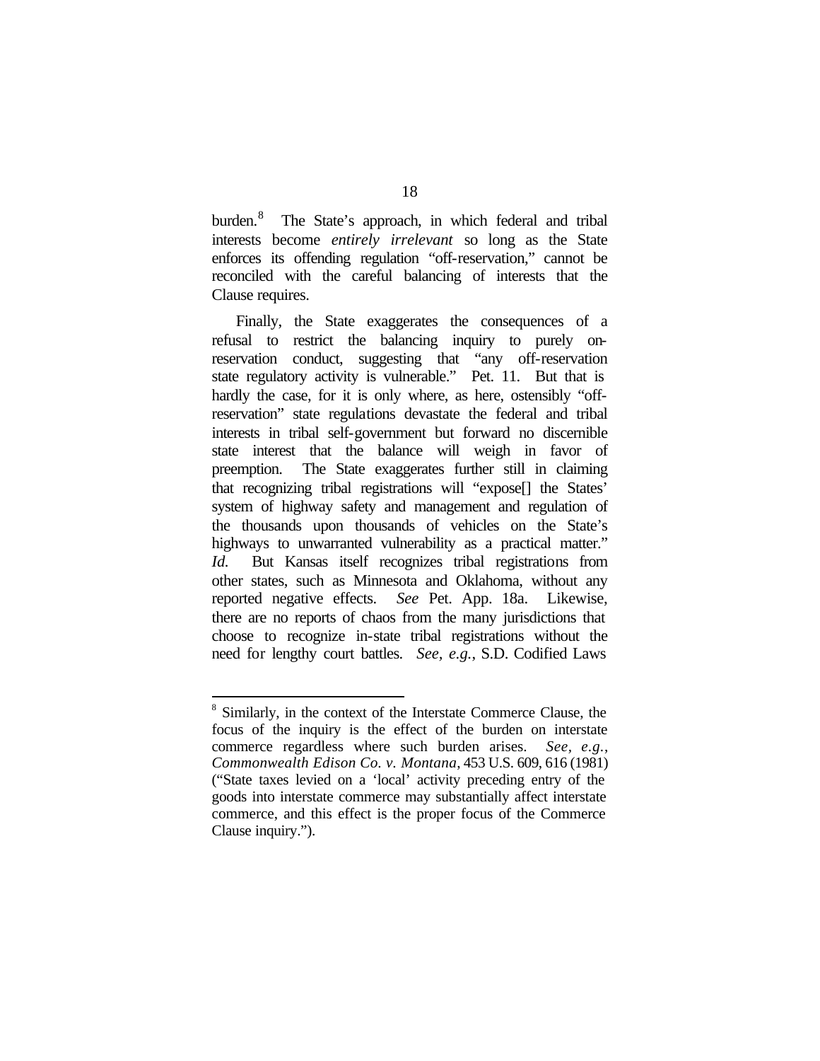burden.[8] The State's approach, in which federal and tribal interests become *entirely irrelevant* so long as the State enforces its offending regulation "off-reservation," cannot be reconciled with the careful balancing of interests that the Clause requires.

Finally, the State exaggerates the consequences of a refusal to restrict the balancing inquiry to purely on-reservation conduct, suggesting that "any off-reservation state regulatory activity is vulnerable." Pet. 11. But that is hardly the case, for it is only where, as here, ostensibly "off-reservation" state regulations devastate the federal and tribal interests in tribal self-government but forward no discernible state interest that the balance will weigh in favor of preemption. The State exaggerates further still in claiming that recognizing tribal registrations will "expose[] the States' system of highway safety and management and regulation of the thousands upon thousands of vehicles on the State's highways to unwarranted vulnerability as a practical matter." *Id.* But Kansas itself recognizes tribal registrations from other states, such as Minnesota and Oklahoma, without any reported negative effects. *See* Pet. App. 18a. Likewise, there are no reports of chaos from the many jurisdictions that choose to recognize in-state tribal registrations without the need for lengthy court battles. *See, e.g.*, S.D. Codified Laws

---

[8] Similarly, in the context of the Interstate Commerce Clause, the focus of the inquiry is the effect of the burden on interstate commerce regardless where such burden arises. *See, e.g.*, *Commonwealth Edison Co. v. Montana*, 453 U.S. 609, 616 (1981) ("State taxes levied on a 'local' activity preceding entry of the goods into interstate commerce may substantially affect interstate commerce, and this effect is the proper focus of the Commerce Clause inquiry.").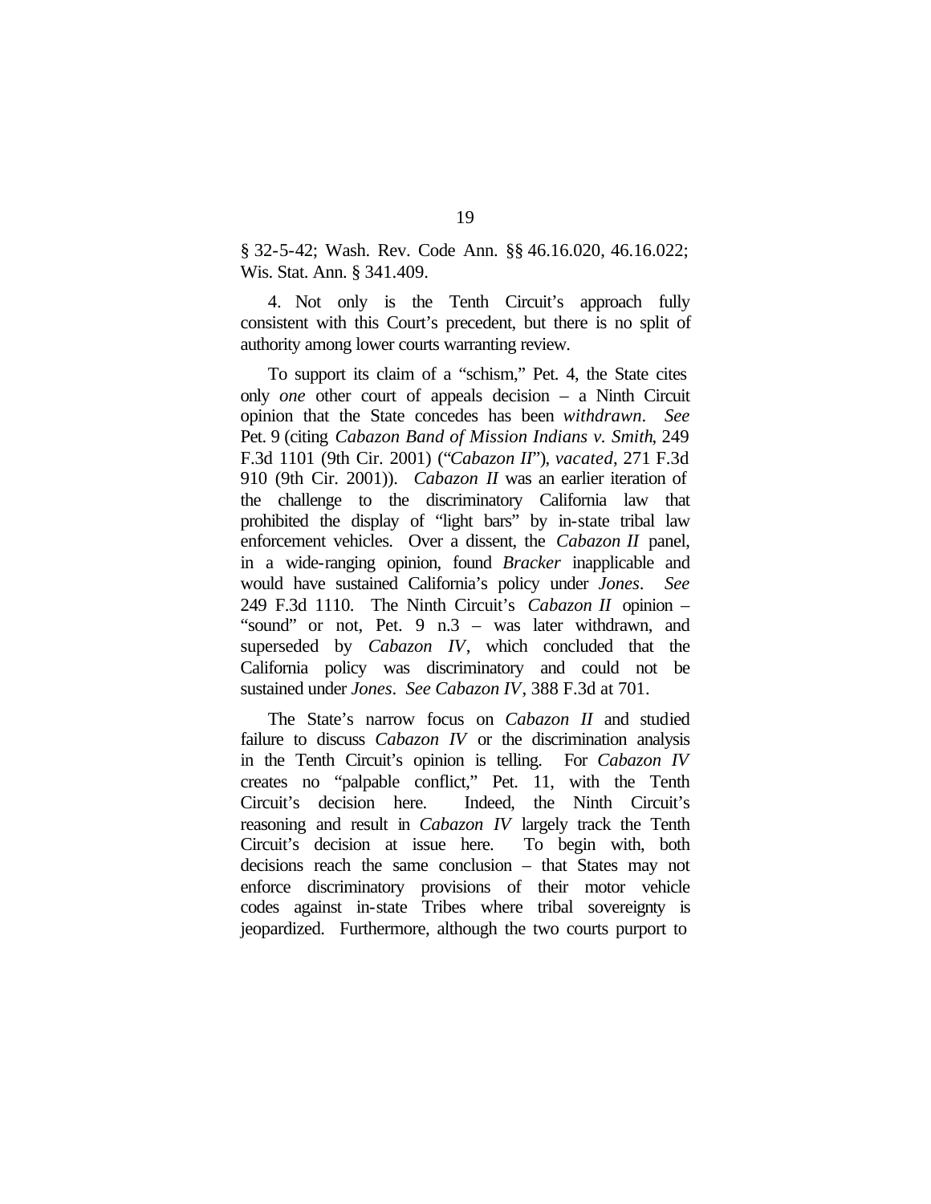§ 32-5-42; Wash. Rev. Code Ann. §§ 46.16.020, 46.16.022; Wis. Stat. Ann. § 341.409.

4. Not only is the Tenth Circuit's approach fully consistent with this Court's precedent, but there is no split of authority among lower courts warranting review.

To support its claim of a "schism," Pet. 4, the State cites only *one* other court of appeals decision – a Ninth Circuit opinion that the State concedes has been *withdrawn*. *See* Pet. 9 (citing *Cabazon Band of Mission Indians v. Smith*, 249 F.3d 1101 (9th Cir. 2001) ("*Cabazon II*"), *vacated*, 271 F.3d 910 (9th Cir. 2001)). *Cabazon II* was an earlier iteration of the challenge to the discriminatory California law that prohibited the display of "light bars" by in-state tribal law enforcement vehicles. Over a dissent, the *Cabazon II* panel, in a wide-ranging opinion, found *Bracker* inapplicable and would have sustained California's policy under *Jones*. *See* 249 F.3d 1110. The Ninth Circuit's *Cabazon II* opinion – "sound" or not, Pet. 9 n.3 – was later withdrawn, and superseded by *Cabazon IV*, which concluded that the California policy was discriminatory and could not be sustained under *Jones*. *See Cabazon IV*, 388 F.3d at 701.

The State's narrow focus on *Cabazon II* and studied failure to discuss *Cabazon IV* or the discrimination analysis in the Tenth Circuit's opinion is telling. For *Cabazon IV* creates no "palpable conflict," Pet. 11, with the Tenth Circuit's decision here. Indeed, the Ninth Circuit's reasoning and result in *Cabazon IV* largely track the Tenth Circuit's decision at issue here. To begin with, both decisions reach the same conclusion – that States may not enforce discriminatory provisions of their motor vehicle codes against in-state Tribes where tribal sovereignty is jeopardized. Furthermore, although the two courts purport to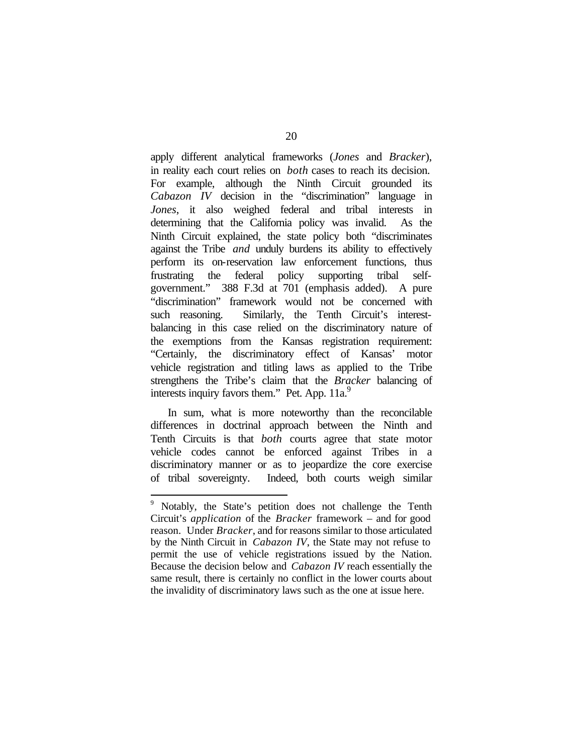apply different analytical frameworks (*Jones* and *Bracker*), in reality each court relies on *both* cases to reach its decision. For example, although the Ninth Circuit grounded its *Cabazon IV* decision in the "discrimination" language in *Jones*, it also weighed federal and tribal interests in determining that the California policy was invalid. As the Ninth Circuit explained, the state policy both "discriminates against the Tribe *and* unduly burdens its ability to effectively perform its on-reservation law enforcement functions, thus frustrating the federal policy supporting tribal self-government." 388 F.3d at 701 (emphasis added). A pure "discrimination" framework would not be concerned with such reasoning. Similarly, the Tenth Circuit's interest-balancing in this case relied on the discriminatory nature of the exemptions from the Kansas registration requirement: "Certainly, the discriminatory effect of Kansas' motor vehicle registration and titling laws as applied to the Tribe strengthens the Tribe's claim that the *Bracker* balancing of interests inquiry favors them." Pet. App. 11a.[9]

In sum, what is more noteworthy than the reconcilable differences in doctrinal approach between the Ninth and Tenth Circuits is that *both* courts agree that state motor vehicle codes cannot be enforced against Tribes in a discriminatory manner or as to jeopardize the core exercise of tribal sovereignty. Indeed, both courts weigh similar

---

[9] Notably, the State's petition does not challenge the Tenth Circuit's *application* of the *Bracker* framework – and for good reason. Under *Bracker*, and for reasons similar to those articulated by the Ninth Circuit in *Cabazon IV*, the State may not refuse to permit the use of vehicle registrations issued by the Nation. Because the decision below and *Cabazon IV* reach essentially the same result, there is certainly no conflict in the lower courts about the invalidity of discriminatory laws such as the one at issue here.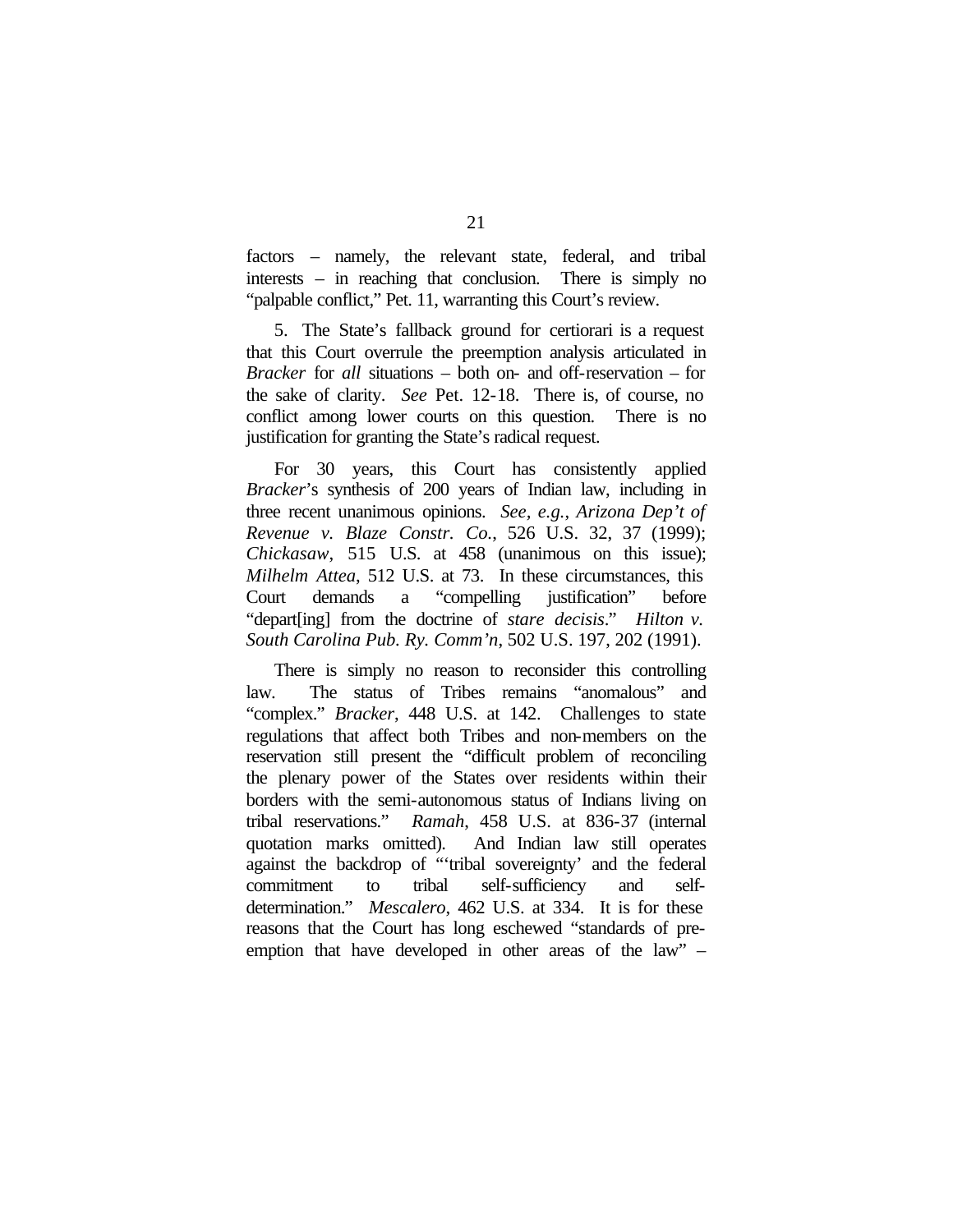factors – namely, the relevant state, federal, and tribal interests – in reaching that conclusion. There is simply no "palpable conflict," Pet. 11, warranting this Court's review.

5. The State's fallback ground for certiorari is a request that this Court overrule the preemption analysis articulated in *Bracker* for *all* situations – both on- and off-reservation – for the sake of clarity. *See* Pet. 12-18. There is, of course, no conflict among lower courts on this question. There is no justification for granting the State's radical request.

For 30 years, this Court has consistently applied *Bracker*'s synthesis of 200 years of Indian law, including in three recent unanimous opinions. *See, e.g.*, *Arizona Dep't of Revenue v. Blaze Constr. Co.*, 526 U.S. 32, 37 (1999); *Chickasaw*, 515 U.S. at 458 (unanimous on this issue); *Milhelm Attea*, 512 U.S. at 73. In these circumstances, this Court demands a "compelling justification" before "depart[ing] from the doctrine of *stare decisis*." *Hilton v. South Carolina Pub. Ry. Comm'n*, 502 U.S. 197, 202 (1991).

There is simply no reason to reconsider this controlling law. The status of Tribes remains "anomalous" and "complex." *Bracker*, 448 U.S. at 142. Challenges to state regulations that affect both Tribes and non-members on the reservation still present the "difficult problem of reconciling the plenary power of the States over residents within their borders with the semi-autonomous status of Indians living on tribal reservations." *Ramah*, 458 U.S. at 836-37 (internal quotation marks omitted). And Indian law still operates against the backdrop of "'tribal sovereignty' and the federal commitment to tribal self-sufficiency and self-determination." *Mescalero*, 462 U.S. at 334. It is for these reasons that the Court has long eschewed "standards of pre-emption that have developed in other areas of the law" –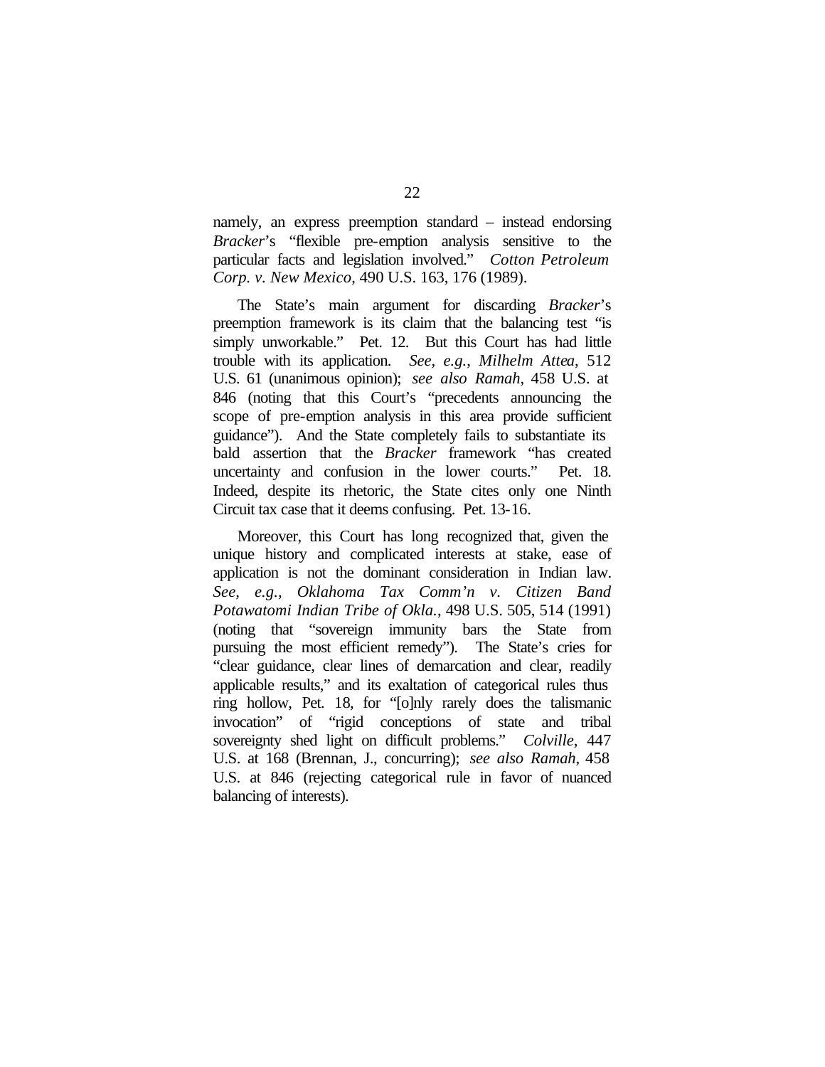namely, an express preemption standard – instead endorsing *Bracker*'s "flexible pre-emption analysis sensitive to the particular facts and legislation involved." *Cotton Petroleum Corp. v. New Mexico*, 490 U.S. 163, 176 (1989).

The State's main argument for discarding *Bracker*'s preemption framework is its claim that the balancing test "is simply unworkable." Pet. 12. But this Court has had little trouble with its application. *See, e.g.*, *Milhelm Attea*, 512 U.S. 61 (unanimous opinion); *see also Ramah*, 458 U.S. at 846 (noting that this Court's "precedents announcing the scope of pre-emption analysis in this area provide sufficient guidance"). And the State completely fails to substantiate its bald assertion that the *Bracker* framework "has created uncertainty and confusion in the lower courts." Pet. 18. Indeed, despite its rhetoric, the State cites only one Ninth Circuit tax case that it deems confusing. Pet. 13-16.

Moreover, this Court has long recognized that, given the unique history and complicated interests at stake, ease of application is not the dominant consideration in Indian law. *See, e.g.*, *Oklahoma Tax Comm'n v. Citizen Band Potawatomi Indian Tribe of Okla.*, 498 U.S. 505, 514 (1991) (noting that "sovereign immunity bars the State from pursuing the most efficient remedy"). The State's cries for "clear guidance, clear lines of demarcation and clear, readily applicable results," and its exaltation of categorical rules thus ring hollow, Pet. 18, for "[o]nly rarely does the talismanic invocation" of "rigid conceptions of state and tribal sovereignty shed light on difficult problems." *Colville*, 447 U.S. at 168 (Brennan, J., concurring); *see also Ramah*, 458 U.S. at 846 (rejecting categorical rule in favor of nuanced balancing of interests).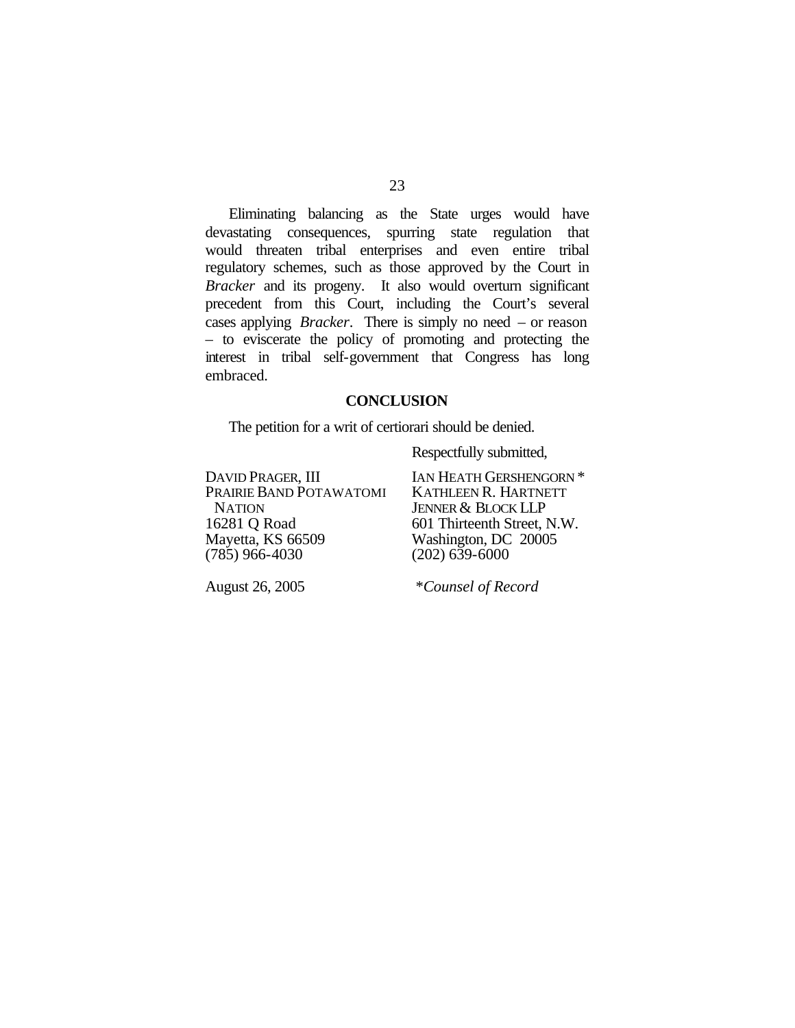Eliminating balancing as the State urges would have devastating consequences, spurring state regulation that would threaten tribal enterprises and even entire tribal regulatory schemes, such as those approved by the Court in *Bracker* and its progeny. It also would overturn significant precedent from this Court, including the Court's several cases applying *Bracker*. There is simply no need – or reason – to eviscerate the policy of promoting and protecting the interest in tribal self-government that Congress has long embraced.

**CONCLUSION**

The petition for a writ of certiorari should be denied.

Respectfully submitted,

DAVID PRAGER, III
PRAIRIE BAND POTAWATOMI NATION
16281 Q Road
Mayetta, KS 66509
(785) 966-4030

IAN HEATH GERSHENGORN *
KATHLEEN R. HARTNETT
JENNER & BLOCK LLP
601 Thirteenth Street, N.W.
Washington, DC 20005
(202) 639-6000

August 26, 2005

*​*Counsel of Record*